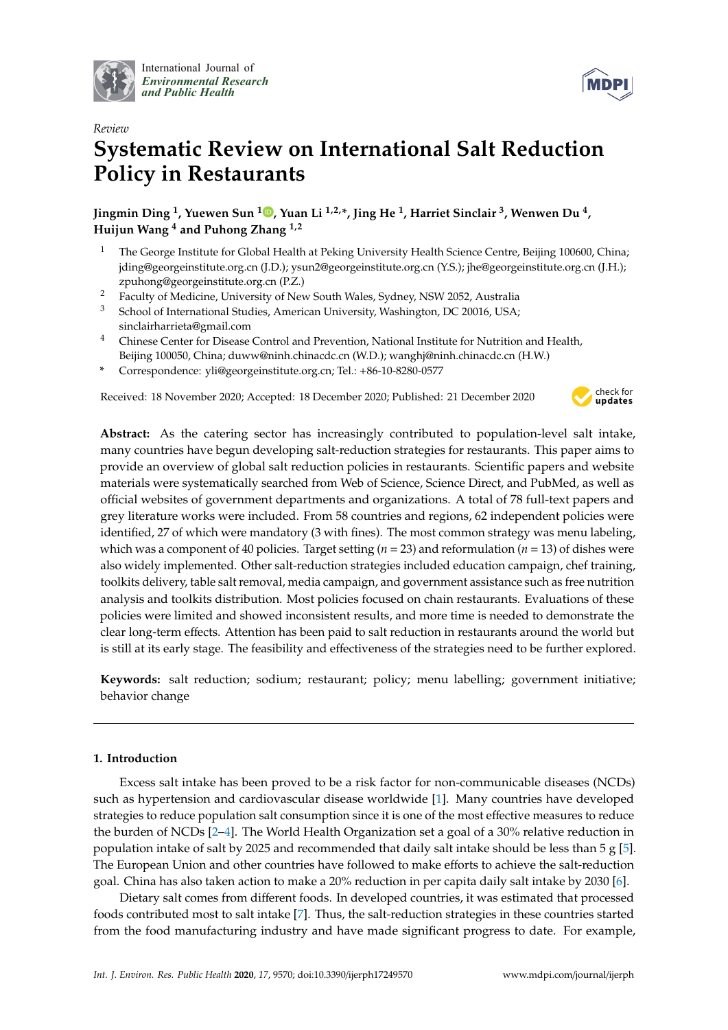International Journal of *Environmental Research and Public Health*

*Review*

# Systematic Review on International Salt Reduction Policy in Restaurants

**Jingmin Ding [1], Yuewen Sun [1], Yuan Li [1,2,*], Jing He [1], Harriet Sinclair [3], Wenwen Du [4], Huijun Wang [4] and Puhong Zhang [1,2]**

1. The George Institute for Global Health at Peking University Health Science Centre, Beijing 100600, China; jding@georgeinstitute.org.cn (J.D.); ysun2@georgeinstitute.org.cn (Y.S.); jhe@georgeinstitute.org.cn (J.H.); zpuhong@georgeinstitute.org.cn (P.Z.)
2. Faculty of Medicine, University of New South Wales, Sydney, NSW 2052, Australia
3. School of International Studies, American University, Washington, DC 20016, USA; sinclairharrieta@gmail.com
4. Chinese Center for Disease Control and Prevention, National Institute for Nutrition and Health, Beijing 100050, China; duww@ninh.chinacdc.cn (W.D.); wanghj@ninh.chinacdc.cn (H.W.)

\* Correspondence: yli@georgeinstitute.org.cn; Tel.: +86-10-8280-0577

Received: 18 November 2020; Accepted: 18 December 2020; Published: 21 December 2020

**Abstract:** As the catering sector has increasingly contributed to population-level salt intake, many countries have begun developing salt-reduction strategies for restaurants. This paper aims to provide an overview of global salt reduction policies in restaurants. Scientific papers and website materials were systematically searched from Web of Science, Science Direct, and PubMed, as well as official websites of government departments and organizations. A total of 78 full-text papers and grey literature works were included. From 58 countries and regions, 62 independent policies were identified, 27 of which were mandatory (3 with fines). The most common strategy was menu labeling, which was a component of 40 policies. Target setting ($n$ = 23) and reformulation ($n$ = 13) of dishes were also widely implemented. Other salt-reduction strategies included education campaign, chef training, toolkits delivery, table salt removal, media campaign, and government assistance such as free nutrition analysis and toolkits distribution. Most policies focused on chain restaurants. Evaluations of these policies were limited and showed inconsistent results, and more time is needed to demonstrate the clear long-term effects. Attention has been paid to salt reduction in restaurants around the world but is still at its early stage. The feasibility and effectiveness of the strategies need to be further explored.

**Keywords:** salt reduction; sodium; restaurant; policy; menu labelling; government initiative; behavior change

## 1. Introduction

Excess salt intake has been proved to be a risk factor for non-communicable diseases (NCDs) such as hypertension and cardiovascular disease worldwide [1]. Many countries have developed strategies to reduce population salt consumption since it is one of the most effective measures to reduce the burden of NCDs [2–4]. The World Health Organization set a goal of a 30% relative reduction in population intake of salt by 2025 and recommended that daily salt intake should be less than 5 g [5]. The European Union and other countries have followed to make efforts to achieve the salt-reduction goal. China has also taken action to make a 20% reduction in per capita daily salt intake by 2030 [6].

Dietary salt comes from different foods. In developed countries, it was estimated that processed foods contributed most to salt intake [7]. Thus, the salt-reduction strategies in these countries started from the food manufacturing industry and have made significant progress to date. For example,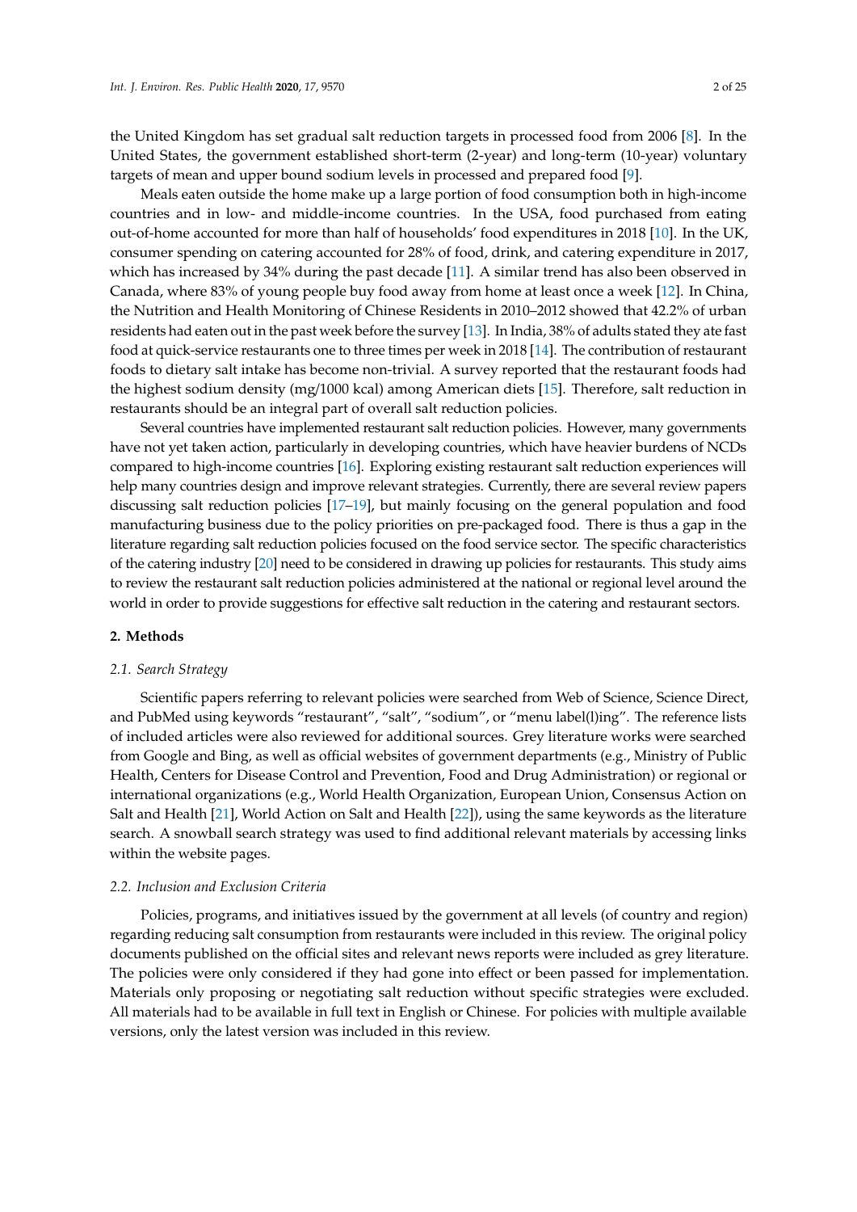the United Kingdom has set gradual salt reduction targets in processed food from 2006 [8]. In the United States, the government established short-term (2-year) and long-term (10-year) voluntary targets of mean and upper bound sodium levels in processed and prepared food [9].

Meals eaten outside the home make up a large portion of food consumption both in high-income countries and in low- and middle-income countries. In the USA, food purchased from eating out-of-home accounted for more than half of households' food expenditures in 2018 [10]. In the UK, consumer spending on catering accounted for 28% of food, drink, and catering expenditure in 2017, which has increased by 34% during the past decade [11]. A similar trend has also been observed in Canada, where 83% of young people buy food away from home at least once a week [12]. In China, the Nutrition and Health Monitoring of Chinese Residents in 2010–2012 showed that 42.2% of urban residents had eaten out in the past week before the survey [13]. In India, 38% of adults stated they ate fast food at quick-service restaurants one to three times per week in 2018 [14]. The contribution of restaurant foods to dietary salt intake has become non-trivial. A survey reported that the restaurant foods had the highest sodium density (mg/1000 kcal) among American diets [15]. Therefore, salt reduction in restaurants should be an integral part of overall salt reduction policies.

Several countries have implemented restaurant salt reduction policies. However, many governments have not yet taken action, particularly in developing countries, which have heavier burdens of NCDs compared to high-income countries [16]. Exploring existing restaurant salt reduction experiences will help many countries design and improve relevant strategies. Currently, there are several review papers discussing salt reduction policies [17–19], but mainly focusing on the general population and food manufacturing business due to the policy priorities on pre-packaged food. There is thus a gap in the literature regarding salt reduction policies focused on the food service sector. The specific characteristics of the catering industry [20] need to be considered in drawing up policies for restaurants. This study aims to review the restaurant salt reduction policies administered at the national or regional level around the world in order to provide suggestions for effective salt reduction in the catering and restaurant sectors.

## 2. Methods

### *2.1. Search Strategy*

Scientific papers referring to relevant policies were searched from Web of Science, Science Direct, and PubMed using keywords "restaurant", "salt", "sodium", or "menu label(l)ing". The reference lists of included articles were also reviewed for additional sources. Grey literature works were searched from Google and Bing, as well as official websites of government departments (e.g., Ministry of Public Health, Centers for Disease Control and Prevention, Food and Drug Administration) or regional or international organizations (e.g., World Health Organization, European Union, Consensus Action on Salt and Health [21], World Action on Salt and Health [22]), using the same keywords as the literature search. A snowball search strategy was used to find additional relevant materials by accessing links within the website pages.

### *2.2. Inclusion and Exclusion Criteria*

Policies, programs, and initiatives issued by the government at all levels (of country and region) regarding reducing salt consumption from restaurants were included in this review. The original policy documents published on the official sites and relevant news reports were included as grey literature. The policies were only considered if they had gone into effect or been passed for implementation. Materials only proposing or negotiating salt reduction without specific strategies were excluded. All materials had to be available in full text in English or Chinese. For policies with multiple available versions, only the latest version was included in this review.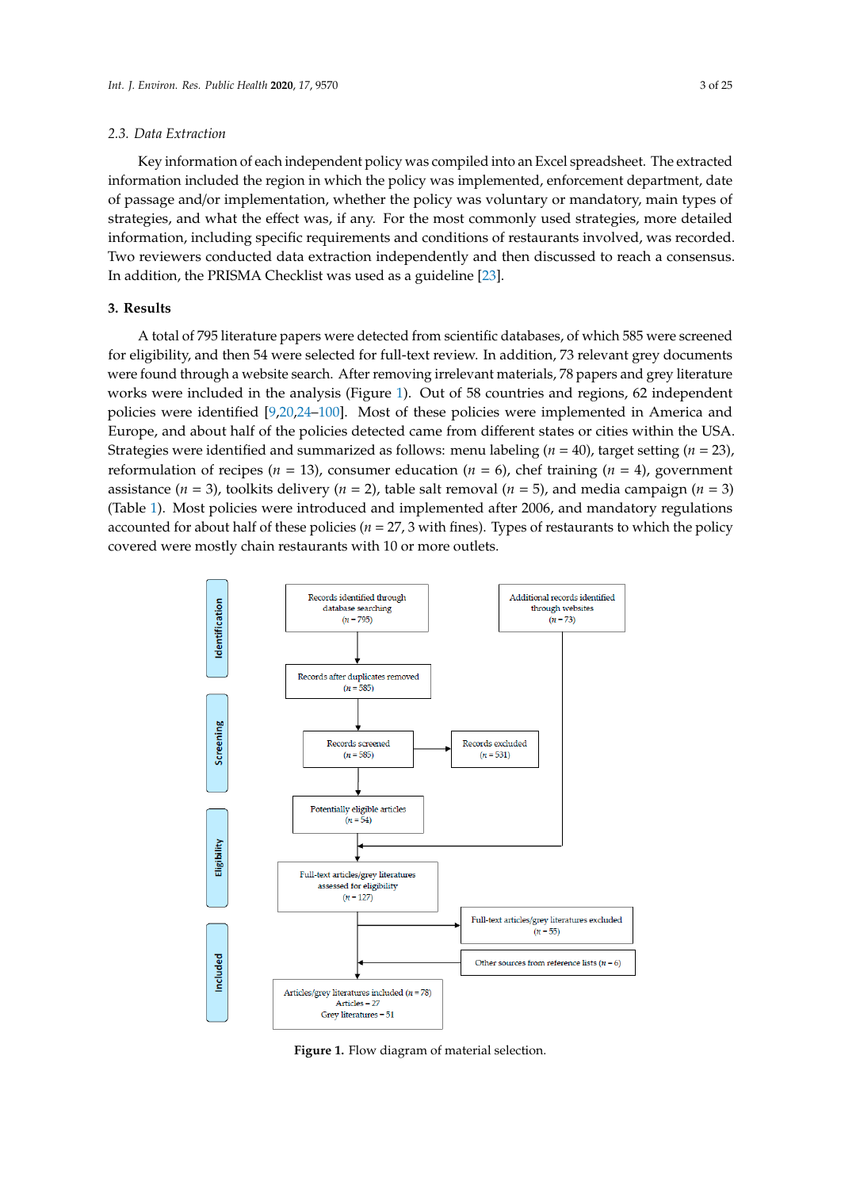### 2.3. Data Extraction

Key information of each independent policy was compiled into an Excel spreadsheet. The extracted information included the region in which the policy was implemented, enforcement department, date of passage and/or implementation, whether the policy was voluntary or mandatory, main types of strategies, and what the effect was, if any. For the most commonly used strategies, more detailed information, including specific requirements and conditions of restaurants involved, was recorded. Two reviewers conducted data extraction independently and then discussed to reach a consensus. In addition, the PRISMA Checklist was used as a guideline [23].

## 3. Results

A total of 795 literature papers were detected from scientific databases, of which 585 were screened for eligibility, and then 54 were selected for full-text review. In addition, 73 relevant grey documents were found through a website search. After removing irrelevant materials, 78 papers and grey literature works were included in the analysis (Figure 1). Out of 58 countries and regions, 62 independent policies were identified [9,20,24–100]. Most of these policies were implemented in America and Europe, and about half of the policies detected came from different states or cities within the USA. Strategies were identified and summarized as follows: menu labeling ($n$ = 40), target setting ($n$ = 23), reformulation of recipes ($n$ = 13), consumer education ($n$ = 6), chef training ($n$ = 4), government assistance ($n$ = 3), toolkits delivery ($n$ = 2), table salt removal ($n$ = 5), and media campaign ($n$ = 3) (Table 1). Most policies were introduced and implemented after 2006, and mandatory regulations accounted for about half of these policies ($n$ = 27, 3 with fines). Types of restaurants to which the policy covered were mostly chain restaurants with 10 or more outlets.

Identification

Records identified through database searching ($n$ = 795)

Additional records identified through websites ($n$ = 73)

Records after duplicates removed ($n$ = 585)

Screening

Records screened ($n$ = 585)

Records excluded ($n$ = 531)

Eligibility

Potentially eligible articles ($n$ = 54)

Full-text articles/grey literatures assessed for eligibility ($n$ = 127)

Full-text articles/grey literatures excluded ($n$ = 55)

Other sources from reference lists ($n$ = 6)

Included

Articles/grey literatures included ($n$ = 78)
Articles = 27
Grey literatures = 51

**Figure 1.** Flow diagram of material selection.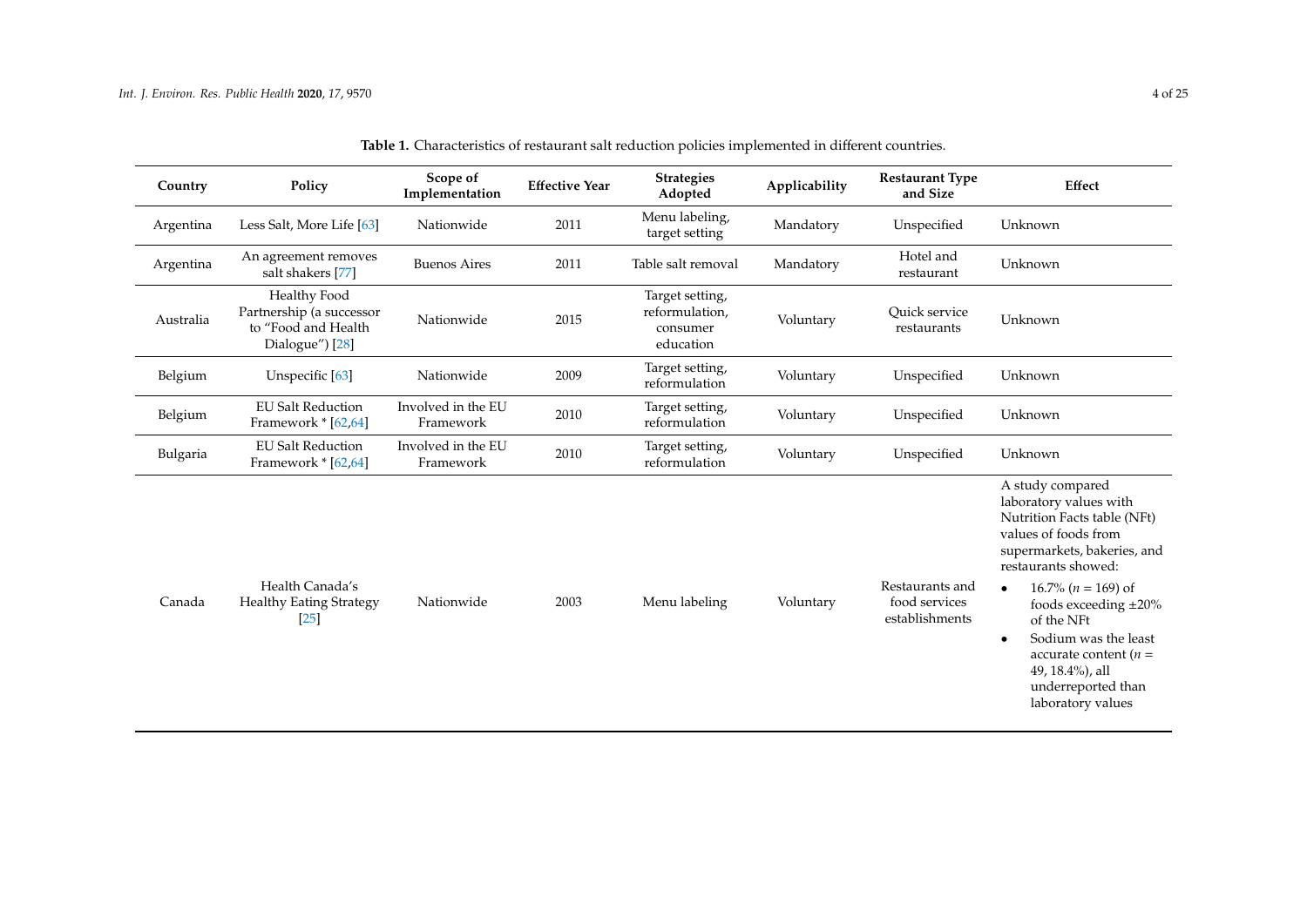**Table 1.** Characteristics of restaurant salt reduction policies implemented in different countries.

| Country | Policy | Scope of Implementation | Effective Year | Strategies Adopted | Applicability | Restaurant Type and Size | Effect |
|---|---|---|---|---|---|---|---|
| Argentina | Less Salt, More Life [63] | Nationwide | 2011 | Menu labeling, target setting | Mandatory | Unspecified | Unknown |
| Argentina | An agreement removes salt shakers [77] | Buenos Aires | 2011 | Table salt removal | Mandatory | Hotel and restaurant | Unknown |
| Australia | Healthy Food Partnership (a successor to "Food and Health Dialogue") [28] | Nationwide | 2015 | Target setting, reformulation, consumer education | Voluntary | Quick service restaurants | Unknown |
| Belgium | Unspecific [63] | Nationwide | 2009 | Target setting, reformulation | Voluntary | Unspecified | Unknown |
| Belgium | EU Salt Reduction Framework * [62,64] | Involved in the EU Framework | 2010 | Target setting, reformulation | Voluntary | Unspecified | Unknown |
| Bulgaria | EU Salt Reduction Framework * [62,64] | Involved in the EU Framework | 2010 | Target setting, reformulation | Voluntary | Unspecified | Unknown |
| Canada | Health Canada's Healthy Eating Strategy [25] | Nationwide | 2003 | Menu labeling | Voluntary | Restaurants and food services establishments | A study compared laboratory values with Nutrition Facts table (NFt) values of foods from supermarkets, bakeries, and restaurants showed: • 16.7% ($n$ = 169) of foods exceeding ±20% of the NFt • Sodium was the least accurate content ($n$ = 49, 18.4%), all underreported than laboratory values |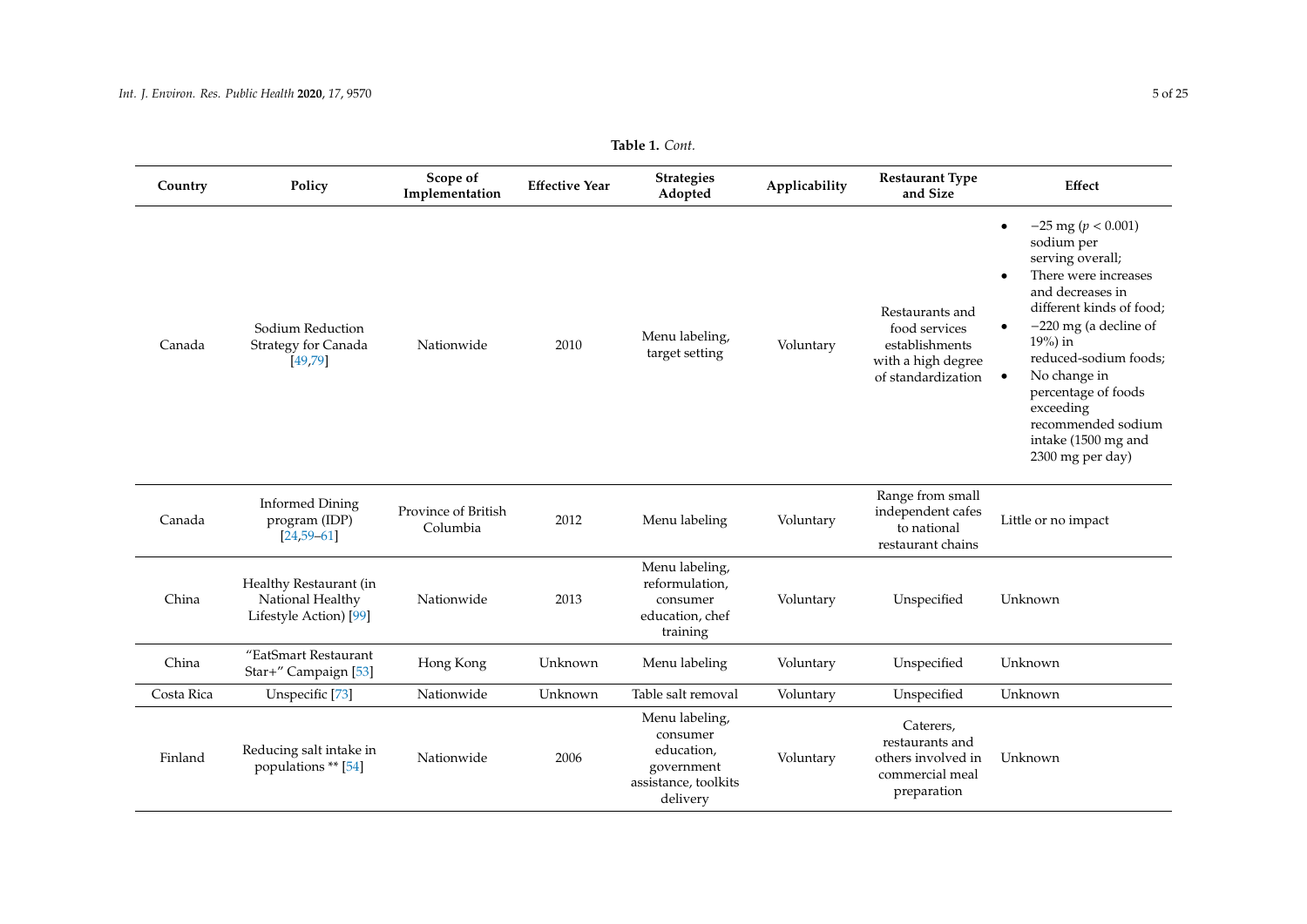**Table 1.** *Cont.*

| Country | Policy | Scope of Implementation | Effective Year | Strategies Adopted | Applicability | Restaurant Type and Size | Effect |
|---|---|---|---|---|---|---|---|
| Canada | Sodium Reduction Strategy for Canada [49,79] | Nationwide | 2010 | Menu labeling, target setting | Voluntary | Restaurants and food services establishments with a high degree of standardization | • −25 mg ($p < 0.001$) sodium per serving overall; • There were increases and decreases in different kinds of food; • −220 mg (a decline of 19%) in reduced-sodium foods; • No change in percentage of foods exceeding recommended sodium intake (1500 mg and 2300 mg per day) |
| Canada | Informed Dining program (IDP) [24,59–61] | Province of British Columbia | 2012 | Menu labeling | Voluntary | Range from small independent cafes to national restaurant chains | Little or no impact |
| China | Healthy Restaurant (in National Healthy Lifestyle Action) [99] | Nationwide | 2013 | Menu labeling, reformulation, consumer education, chef training | Voluntary | Unspecified | Unknown |
| China | "EatSmart Restaurant Star+" Campaign [53] | Hong Kong | Unknown | Menu labeling | Voluntary | Unspecified | Unknown |
| Costa Rica | Unspecific [73] | Nationwide | Unknown | Table salt removal | Voluntary | Unspecified | Unknown |
| Finland | Reducing salt intake in populations ** [54] | Nationwide | 2006 | Menu labeling, consumer education, government assistance, toolkits delivery | Voluntary | Caterers, restaurants and others involved in commercial meal preparation | Unknown |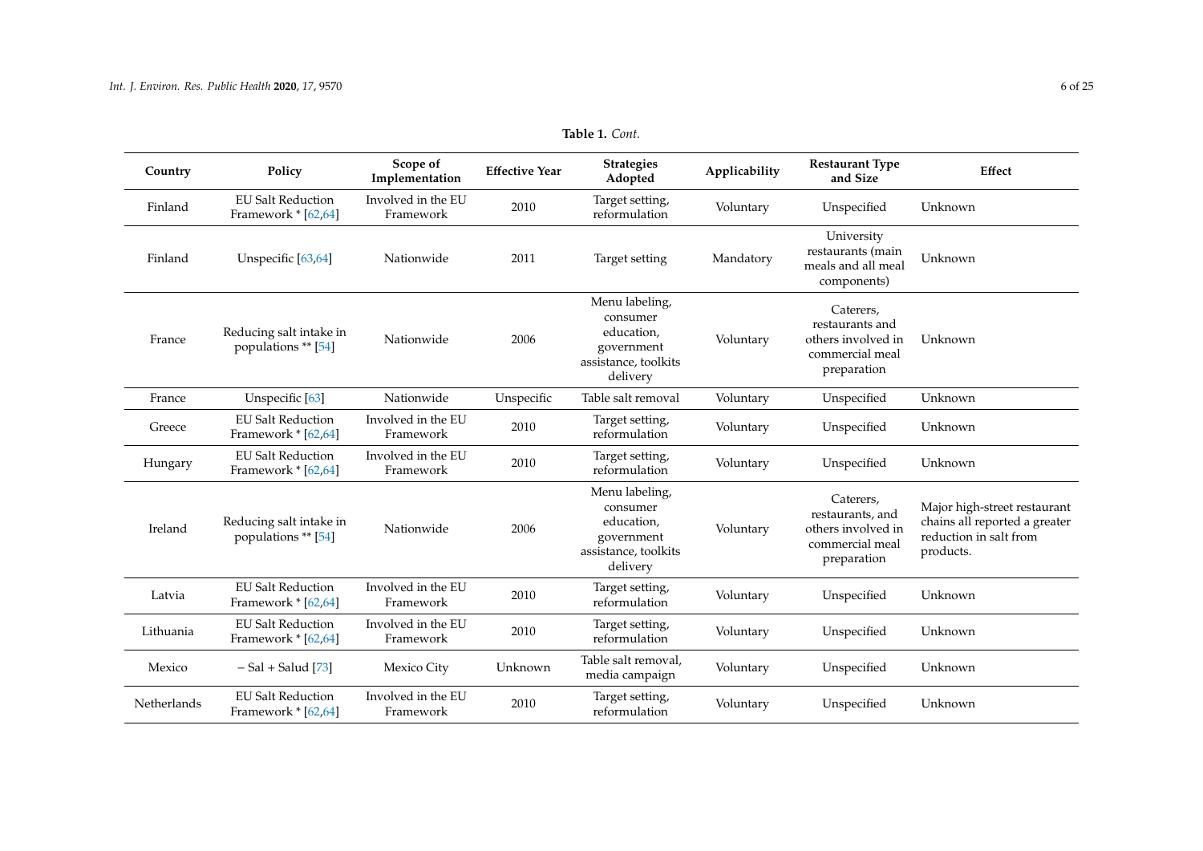**Table 1.** *Cont.*

| Country | Policy | Scope of Implementation | Effective Year | Strategies Adopted | Applicability | Restaurant Type and Size | Effect |
|---|---|---|---|---|---|---|---|
| Finland | EU Salt Reduction Framework * [62,64] | Involved in the EU Framework | 2010 | Target setting, reformulation | Voluntary | Unspecified | Unknown |
| Finland | Unspecific [63,64] | Nationwide | 2011 | Target setting | Mandatory | University restaurants (main meals and all meal components) | Unknown |
| France | Reducing salt intake in populations ** [54] | Nationwide | 2006 | Menu labeling, consumer education, government assistance, toolkits delivery | Voluntary | Caterers, restaurants and others involved in commercial meal preparation | Unknown |
| France | Unspecific [63] | Nationwide | Unspecific | Table salt removal | Voluntary | Unspecified | Unknown |
| Greece | EU Salt Reduction Framework * [62,64] | Involved in the EU Framework | 2010 | Target setting, reformulation | Voluntary | Unspecified | Unknown |
| Hungary | EU Salt Reduction Framework * [62,64] | Involved in the EU Framework | 2010 | Target setting, reformulation | Voluntary | Unspecified | Unknown |
| Ireland | Reducing salt intake in populations ** [54] | Nationwide | 2006 | Menu labeling, consumer education, government assistance, toolkits delivery | Voluntary | Caterers, restaurants, and others involved in commercial meal preparation | Major high-street restaurant chains all reported a greater reduction in salt from products. |
| Latvia | EU Salt Reduction Framework * [62,64] | Involved in the EU Framework | 2010 | Target setting, reformulation | Voluntary | Unspecified | Unknown |
| Lithuania | EU Salt Reduction Framework * [62,64] | Involved in the EU Framework | 2010 | Target setting, reformulation | Voluntary | Unspecified | Unknown |
| Mexico | − Sal + Salud [73] | Mexico City | Unknown | Table salt removal, media campaign | Voluntary | Unspecified | Unknown |
| Netherlands | EU Salt Reduction Framework * [62,64] | Involved in the EU Framework | 2010 | Target setting, reformulation | Voluntary | Unspecified | Unknown |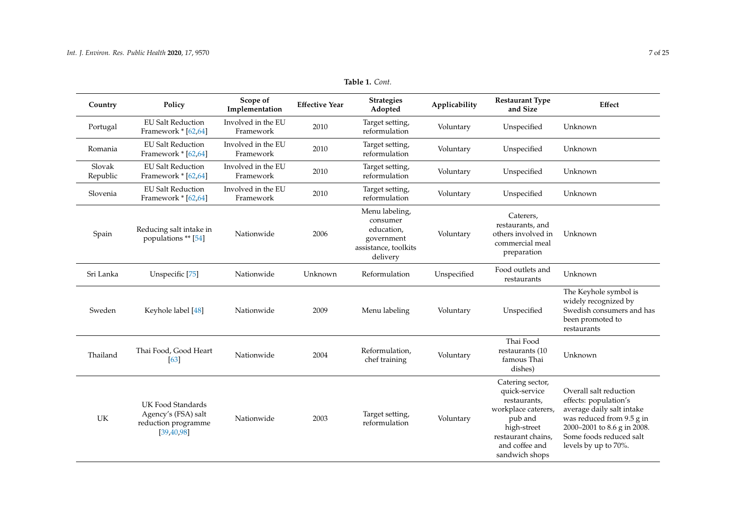**Table 1.** *Cont.*

| Country | Policy | Scope of Implementation | Effective Year | Strategies Adopted | Applicability | Restaurant Type and Size | Effect |
|---|---|---|---|---|---|---|---|
| Portugal | EU Salt Reduction Framework * [62,64] | Involved in the EU Framework | 2010 | Target setting, reformulation | Voluntary | Unspecified | Unknown |
| Romania | EU Salt Reduction Framework * [62,64] | Involved in the EU Framework | 2010 | Target setting, reformulation | Voluntary | Unspecified | Unknown |
| Slovak Republic | EU Salt Reduction Framework * [62,64] | Involved in the EU Framework | 2010 | Target setting, reformulation | Voluntary | Unspecified | Unknown |
| Slovenia | EU Salt Reduction Framework * [62,64] | Involved in the EU Framework | 2010 | Target setting, reformulation | Voluntary | Unspecified | Unknown |
| Spain | Reducing salt intake in populations ** [54] | Nationwide | 2006 | Menu labeling, consumer education, government assistance, toolkits delivery | Voluntary | Caterers, restaurants, and others involved in commercial meal preparation | Unknown |
| Sri Lanka | Unspecific [75] | Nationwide | Unknown | Reformulation | Unspecified | Food outlets and restaurants | Unknown |
| Sweden | Keyhole label [48] | Nationwide | 2009 | Menu labeling | Voluntary | Unspecified | The Keyhole symbol is widely recognized by Swedish consumers and has been promoted to restaurants |
| Thailand | Thai Food, Good Heart [63] | Nationwide | 2004 | Reformulation, chef training | Voluntary | Thai Food restaurants (10 famous Thai dishes) | Unknown |
| UK | UK Food Standards Agency's (FSA) salt reduction programme [39,40,98] | Nationwide | 2003 | Target setting, reformulation | Voluntary | Catering sector, quick-service restaurants, workplace caterers, pub and high-street restaurant chains, and coffee and sandwich shops | Overall salt reduction effects: population's average daily salt intake was reduced from 9.5 g in 2000–2001 to 8.6 g in 2008. Some foods reduced salt levels by up to 70%. |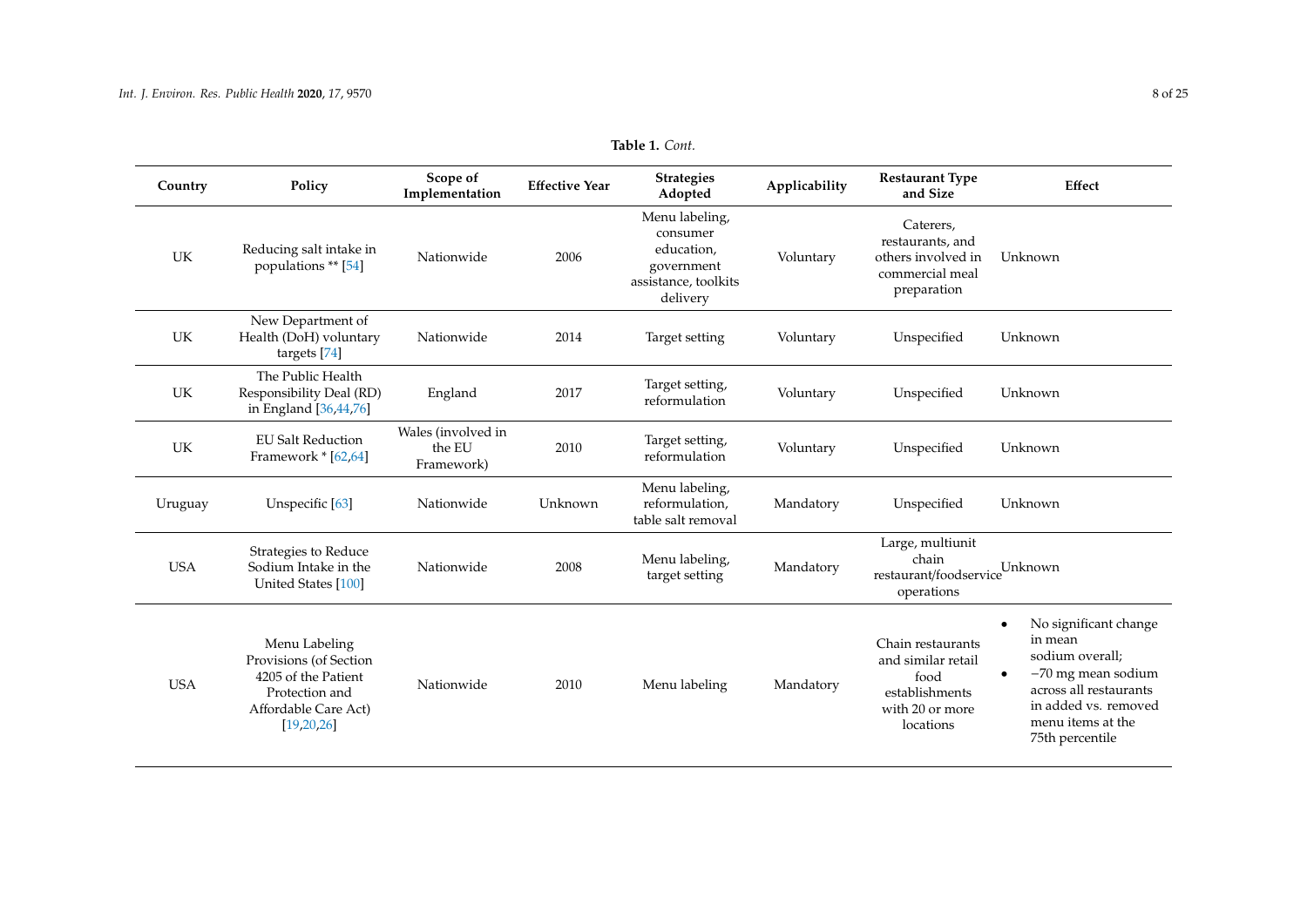**Table 1.** *Cont.*

| Country | Policy | Scope of Implementation | Effective Year | Strategies Adopted | Applicability | Restaurant Type and Size | Effect |
|---|---|---|---|---|---|---|---|
| UK | Reducing salt intake in populations ** [54] | Nationwide | 2006 | Menu labeling, consumer education, government assistance, toolkits delivery | Voluntary | Caterers, restaurants, and others involved in commercial meal preparation | Unknown |
| UK | New Department of Health (DoH) voluntary targets [74] | Nationwide | 2014 | Target setting | Voluntary | Unspecified | Unknown |
| UK | The Public Health Responsibility Deal (RD) in England [36,44,76] | England | 2017 | Target setting, reformulation | Voluntary | Unspecified | Unknown |
| UK | EU Salt Reduction Framework * [62,64] | Wales (involved in the EU Framework) | 2010 | Target setting, reformulation | Voluntary | Unspecified | Unknown |
| Uruguay | Unspecific [63] | Nationwide | Unknown | Menu labeling, reformulation, table salt removal | Mandatory | Unspecified | Unknown |
| USA | Strategies to Reduce Sodium Intake in the United States [100] | Nationwide | 2008 | Menu labeling, target setting | Mandatory | Large, multiunit chain restaurant/foodservice operations | Unknown |
| USA | Menu Labeling Provisions (of Section 4205 of the Patient Protection and Affordable Care Act) [19,20,26] | Nationwide | 2010 | Menu labeling | Mandatory | Chain restaurants and similar retail food establishments with 20 or more locations | • No significant change in mean sodium overall; • −70 mg mean sodium across all restaurants in added vs. removed menu items at the 75th percentile |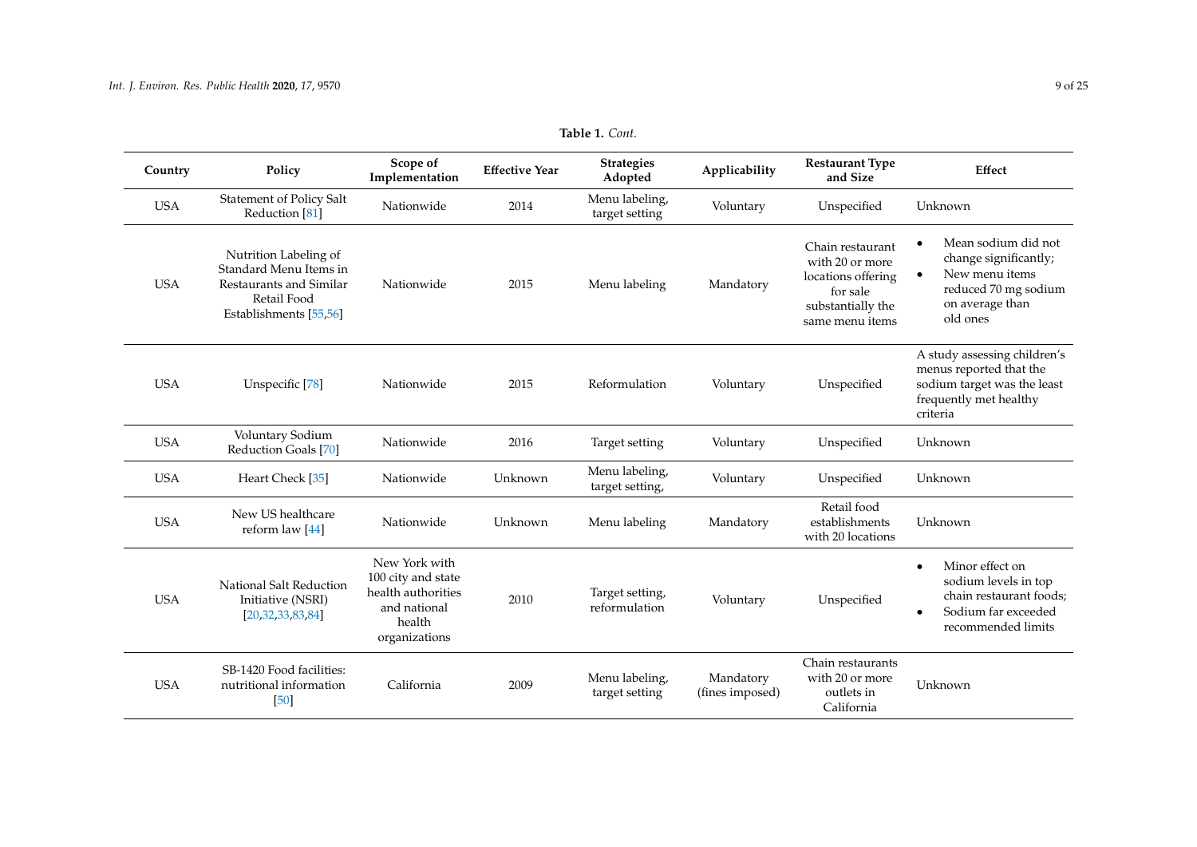**Table 1.** *Cont.*

| Country | Policy | Scope of Implementation | Effective Year | Strategies Adopted | Applicability | Restaurant Type and Size | Effect |
|---|---|---|---|---|---|---|---|
| USA | Statement of Policy Salt Reduction [81] | Nationwide | 2014 | Menu labeling, target setting | Voluntary | Unspecified | Unknown |
| USA | Nutrition Labeling of Standard Menu Items in Restaurants and Similar Retail Food Establishments [55,56] | Nationwide | 2015 | Menu labeling | Mandatory | Chain restaurant with 20 or more locations offering for sale substantially the same menu items | • Mean sodium did not change significantly; • New menu items reduced 70 mg sodium on average than old ones |
| USA | Unspecific [78] | Nationwide | 2015 | Reformulation | Voluntary | Unspecified | A study assessing children's menus reported that the sodium target was the least frequently met healthy criteria |
| USA | Voluntary Sodium Reduction Goals [70] | Nationwide | 2016 | Target setting | Voluntary | Unspecified | Unknown |
| USA | Heart Check [35] | Nationwide | Unknown | Menu labeling, target setting, | Voluntary | Unspecified | Unknown |
| USA | New US healthcare reform law [44] | Nationwide | Unknown | Menu labeling | Mandatory | Retail food establishments with 20 locations | Unknown |
| USA | National Salt Reduction Initiative (NSRI) [20,32,33,83,84] | New York with 100 city and state health authorities and national health organizations | 2010 | Target setting, reformulation | Voluntary | Unspecified | • Minor effect on sodium levels in top chain restaurant foods; • Sodium far exceeded recommended limits |
| USA | SB-1420 Food facilities: nutritional information [50] | California | 2009 | Menu labeling, target setting | Mandatory (fines imposed) | Chain restaurants with 20 or more outlets in California | Unknown |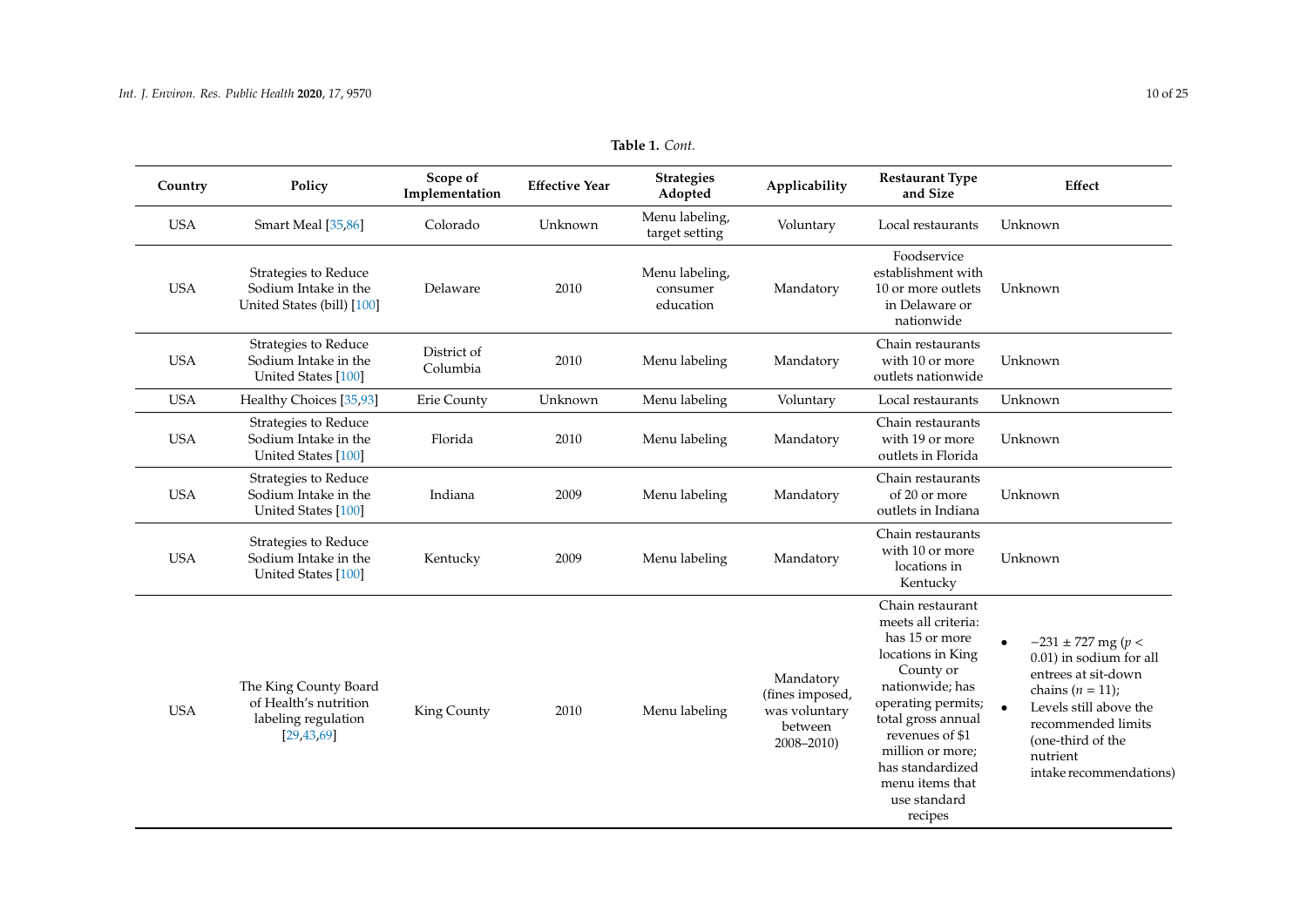**Table 1.** *Cont.*

| Country | Policy | Scope of Implementation | Effective Year | Strategies Adopted | Applicability | Restaurant Type and Size | Effect |
|---|---|---|---|---|---|---|---|
| USA | Smart Meal [35,86] | Colorado | Unknown | Menu labeling, target setting | Voluntary | Local restaurants | Unknown |
| USA | Strategies to Reduce Sodium Intake in the United States (bill) [100] | Delaware | 2010 | Menu labeling, consumer education | Mandatory | Foodservice establishment with 10 or more outlets in Delaware or nationwide | Unknown |
| USA | Strategies to Reduce Sodium Intake in the United States [100] | District of Columbia | 2010 | Menu labeling | Mandatory | Chain restaurants with 10 or more outlets nationwide | Unknown |
| USA | Healthy Choices [35,93] | Erie County | Unknown | Menu labeling | Voluntary | Local restaurants | Unknown |
| USA | Strategies to Reduce Sodium Intake in the United States [100] | Florida | 2010 | Menu labeling | Mandatory | Chain restaurants with 19 or more outlets in Florida | Unknown |
| USA | Strategies to Reduce Sodium Intake in the United States [100] | Indiana | 2009 | Menu labeling | Mandatory | Chain restaurants of 20 or more outlets in Indiana | Unknown |
| USA | Strategies to Reduce Sodium Intake in the United States [100] | Kentucky | 2009 | Menu labeling | Mandatory | Chain restaurants with 10 or more locations in Kentucky | Unknown |
| USA | The King County Board of Health's nutrition labeling regulation [29,43,69] | King County | 2010 | Menu labeling | Mandatory (fines imposed, was voluntary between 2008–2010) | Chain restaurant meets all criteria: has 15 or more locations in King County or nationwide; has operating permits; total gross annual revenues of $1 million or more; has standardized menu items that use standard recipes | • −231 ± 727 mg ($p < 0.01$) in sodium for all entrees at sit-down chains ($n = 11$); • Levels still above the recommended limits (one-third of the nutrient intake recommendations) |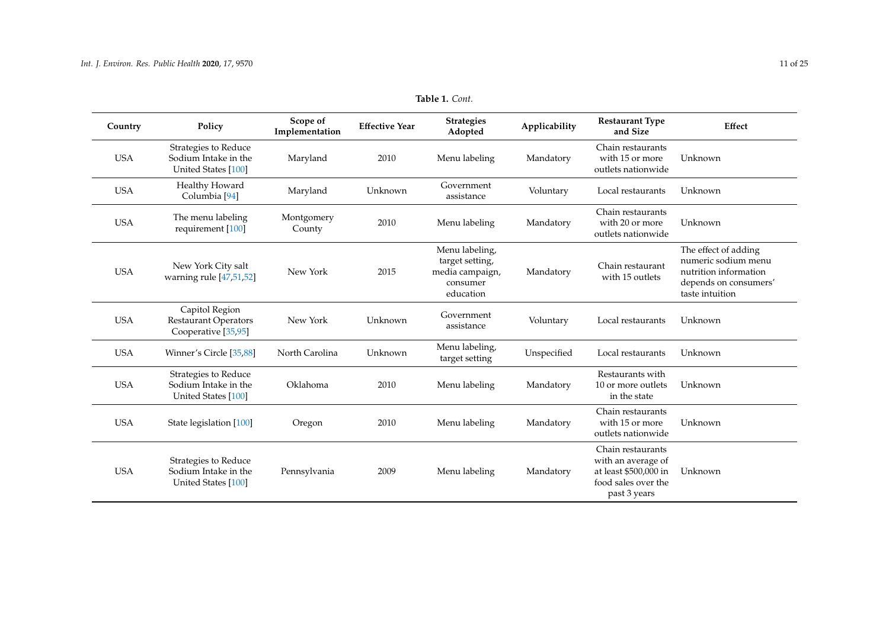**Table 1.** *Cont.*

| Country | Policy | Scope of Implementation | Effective Year | Strategies Adopted | Applicability | Restaurant Type and Size | Effect |
|---|---|---|---|---|---|---|---|
| USA | Strategies to Reduce Sodium Intake in the United States [100] | Maryland | 2010 | Menu labeling | Mandatory | Chain restaurants with 15 or more outlets nationwide | Unknown |
| USA | Healthy Howard Columbia [94] | Maryland | Unknown | Government assistance | Voluntary | Local restaurants | Unknown |
| USA | The menu labeling requirement [100] | Montgomery County | 2010 | Menu labeling | Mandatory | Chain restaurants with 20 or more outlets nationwide | Unknown |
| USA | New York City salt warning rule [47,51,52] | New York | 2015 | Menu labeling, target setting, media campaign, consumer education | Mandatory | Chain restaurant with 15 outlets | The effect of adding numeric sodium menu nutrition information depends on consumers' taste intuition |
| USA | Capitol Region Restaurant Operators Cooperative [35,95] | New York | Unknown | Government assistance | Voluntary | Local restaurants | Unknown |
| USA | Winner's Circle [35,88] | North Carolina | Unknown | Menu labeling, target setting | Unspecified | Local restaurants | Unknown |
| USA | Strategies to Reduce Sodium Intake in the United States [100] | Oklahoma | 2010 | Menu labeling | Mandatory | Restaurants with 10 or more outlets in the state | Unknown |
| USA | State legislation [100] | Oregon | 2010 | Menu labeling | Mandatory | Chain restaurants with 15 or more outlets nationwide | Unknown |
| USA | Strategies to Reduce Sodium Intake in the United States [100] | Pennsylvania | 2009 | Menu labeling | Mandatory | Chain restaurants with an average of at least $500,000 in food sales over the past 3 years | Unknown |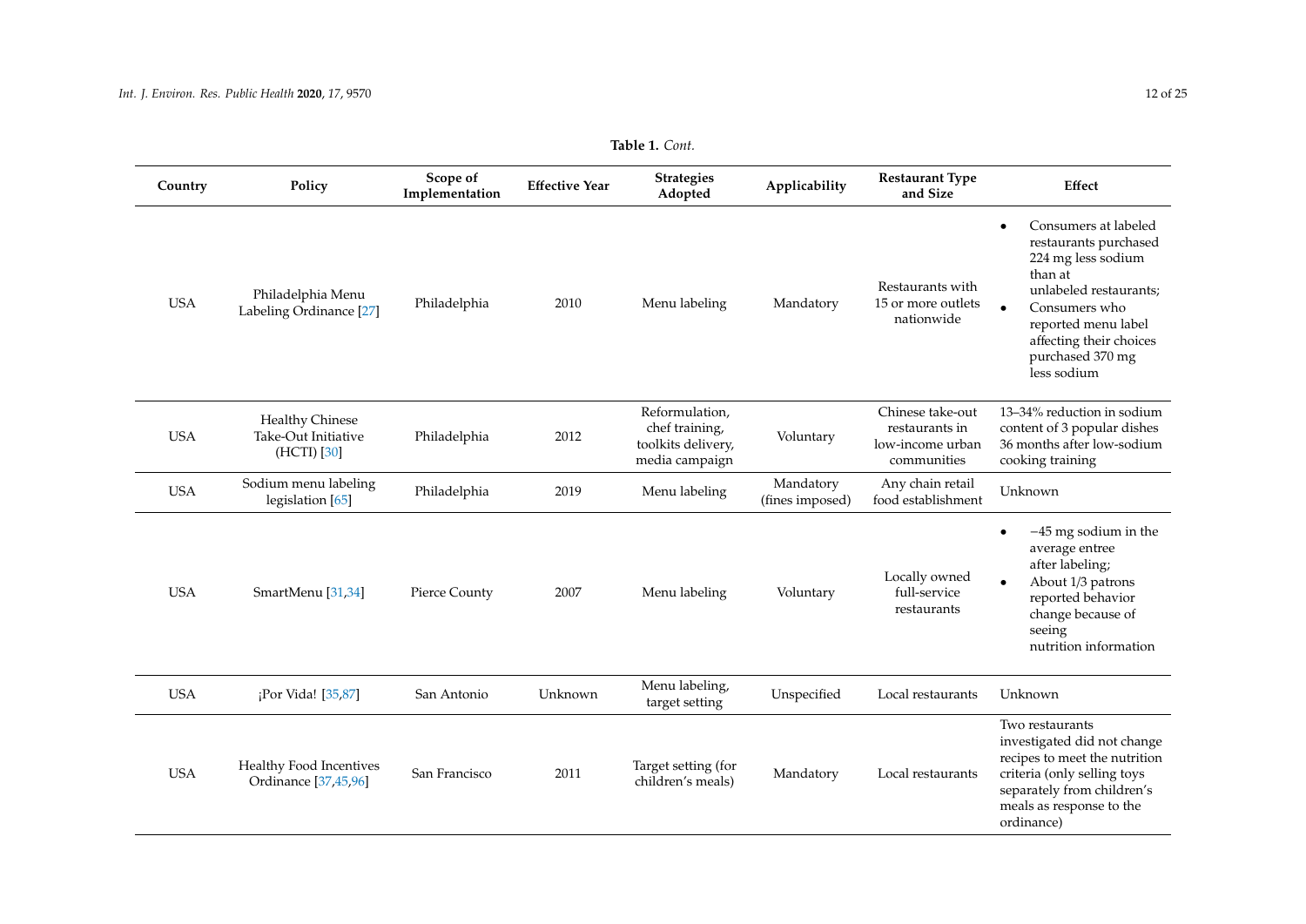**Table 1.** *Cont.*

| Country | Policy | Scope of Implementation | Effective Year | Strategies Adopted | Applicability | Restaurant Type and Size | Effect |
|---|---|---|---|---|---|---|---|
| USA | Philadelphia Menu Labeling Ordinance [27] | Philadelphia | 2010 | Menu labeling | Mandatory | Restaurants with 15 or more outlets nationwide | • Consumers at labeled restaurants purchased 224 mg less sodium than at unlabeled restaurants; • Consumers who reported menu label affecting their choices purchased 370 mg less sodium |
| USA | Healthy Chinese Take-Out Initiative (HCTI) [30] | Philadelphia | 2012 | Reformulation, chef training, toolkits delivery, media campaign | Voluntary | Chinese take-out restaurants in low-income urban communities | 13–34% reduction in sodium content of 3 popular dishes 36 months after low-sodium cooking training |
| USA | Sodium menu labeling legislation [65] | Philadelphia | 2019 | Menu labeling | Mandatory (fines imposed) | Any chain retail food establishment | Unknown |
| USA | SmartMenu [31,34] | Pierce County | 2007 | Menu labeling | Voluntary | Locally owned full-service restaurants | • −45 mg sodium in the average entree after labeling; • About 1/3 patrons reported behavior change because of seeing nutrition information |
| USA | ¡Por Vida! [35,87] | San Antonio | Unknown | Menu labeling, target setting | Unspecified | Local restaurants | Unknown |
| USA | Healthy Food Incentives Ordinance [37,45,96] | San Francisco | 2011 | Target setting (for children's meals) | Mandatory | Local restaurants | Two restaurants investigated did not change recipes to meet the nutrition criteria (only selling toys separately from children's meals as response to the ordinance) |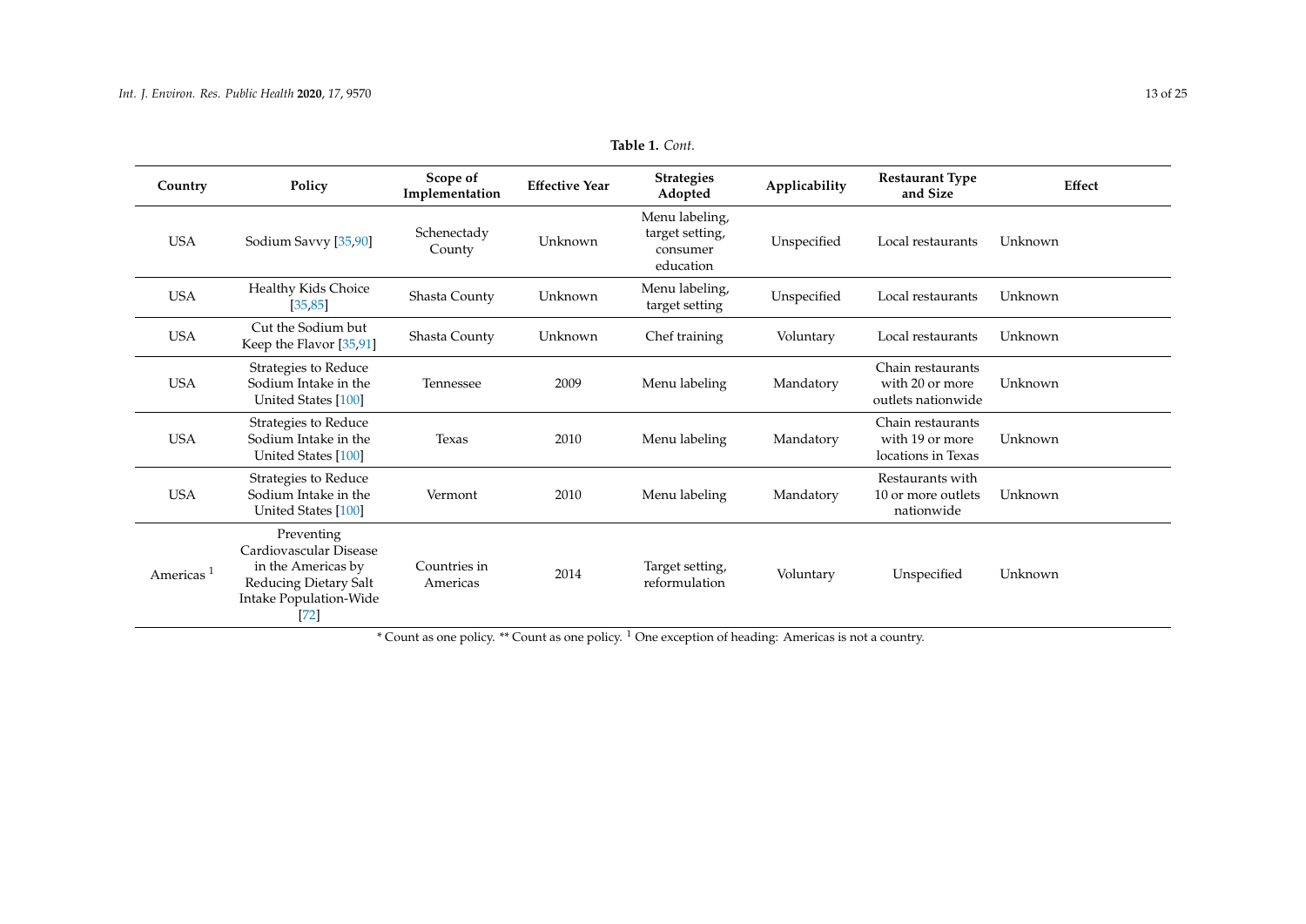**Table 1.** *Cont.*

| Country | Policy | Scope of Implementation | Effective Year | Strategies Adopted | Applicability | Restaurant Type and Size | Effect |
|---|---|---|---|---|---|---|---|
| USA | Sodium Savvy [35,90] | Schenectady County | Unknown | Menu labeling, target setting, consumer education | Unspecified | Local restaurants | Unknown |
| USA | Healthy Kids Choice [35,85] | Shasta County | Unknown | Menu labeling, target setting | Unspecified | Local restaurants | Unknown |
| USA | Cut the Sodium but Keep the Flavor [35,91] | Shasta County | Unknown | Chef training | Voluntary | Local restaurants | Unknown |
| USA | Strategies to Reduce Sodium Intake in the United States [100] | Tennessee | 2009 | Menu labeling | Mandatory | Chain restaurants with 20 or more outlets nationwide | Unknown |
| USA | Strategies to Reduce Sodium Intake in the United States [100] | Texas | 2010 | Menu labeling | Mandatory | Chain restaurants with 19 or more locations in Texas | Unknown |
| USA | Strategies to Reduce Sodium Intake in the United States [100] | Vermont | 2010 | Menu labeling | Mandatory | Restaurants with 10 or more outlets nationwide | Unknown |
| Americas [1] | Preventing Cardiovascular Disease in the Americas by Reducing Dietary Salt Intake Population-Wide [72] | Countries in Americas | 2014 | Target setting, reformulation | Voluntary | Unspecified | Unknown |

* Count as one policy. ** Count as one policy. [1] One exception of heading: Americas is not a country.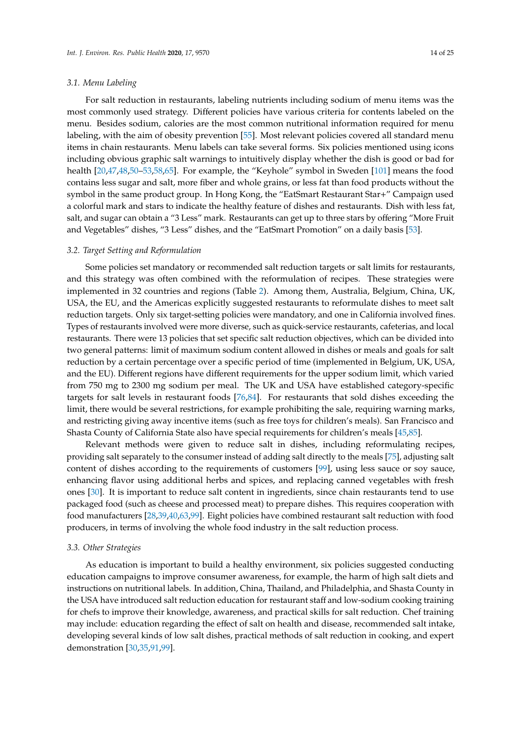### 3.1. Menu Labeling

For salt reduction in restaurants, labeling nutrients including sodium of menu items was the most commonly used strategy. Different policies have various criteria for contents labeled on the menu. Besides sodium, calories are the most common nutritional information required for menu labeling, with the aim of obesity prevention [55]. Most relevant policies covered all standard menu items in chain restaurants. Menu labels can take several forms. Six policies mentioned using icons including obvious graphic salt warnings to intuitively display whether the dish is good or bad for health [20,47,48,50–53,58,65]. For example, the "Keyhole" symbol in Sweden [101] means the food contains less sugar and salt, more fiber and whole grains, or less fat than food products without the symbol in the same product group. In Hong Kong, the "EatSmart Restaurant Star+" Campaign used a colorful mark and stars to indicate the healthy feature of dishes and restaurants. Dish with less fat, salt, and sugar can obtain a "3 Less" mark. Restaurants can get up to three stars by offering "More Fruit and Vegetables" dishes, "3 Less" dishes, and the "EatSmart Promotion" on a daily basis [53].

### 3.2. Target Setting and Reformulation

Some policies set mandatory or recommended salt reduction targets or salt limits for restaurants, and this strategy was often combined with the reformulation of recipes. These strategies were implemented in 32 countries and regions (Table 2). Among them, Australia, Belgium, China, UK, USA, the EU, and the Americas explicitly suggested restaurants to reformulate dishes to meet salt reduction targets. Only six target-setting policies were mandatory, and one in California involved fines. Types of restaurants involved were more diverse, such as quick-service restaurants, cafeterias, and local restaurants. There were 13 policies that set specific salt reduction objectives, which can be divided into two general patterns: limit of maximum sodium content allowed in dishes or meals and goals for salt reduction by a certain percentage over a specific period of time (implemented in Belgium, UK, USA, and the EU). Different regions have different requirements for the upper sodium limit, which varied from 750 mg to 2300 mg sodium per meal. The UK and USA have established category-specific targets for salt levels in restaurant foods [76,84]. For restaurants that sold dishes exceeding the limit, there would be several restrictions, for example prohibiting the sale, requiring warning marks, and restricting giving away incentive items (such as free toys for children's meals). San Francisco and Shasta County of California State also have special requirements for children's meals [45,85].

Relevant methods were given to reduce salt in dishes, including reformulating recipes, providing salt separately to the consumer instead of adding salt directly to the meals [75], adjusting salt content of dishes according to the requirements of customers [99], using less sauce or soy sauce, enhancing flavor using additional herbs and spices, and replacing canned vegetables with fresh ones [30]. It is important to reduce salt content in ingredients, since chain restaurants tend to use packaged food (such as cheese and processed meat) to prepare dishes. This requires cooperation with food manufacturers [28,39,40,63,99]. Eight policies have combined restaurant salt reduction with food producers, in terms of involving the whole food industry in the salt reduction process.

### 3.3. Other Strategies

As education is important to build a healthy environment, six policies suggested conducting education campaigns to improve consumer awareness, for example, the harm of high salt diets and instructions on nutritional labels. In addition, China, Thailand, and Philadelphia, and Shasta County in the USA have introduced salt reduction education for restaurant staff and low-sodium cooking training for chefs to improve their knowledge, awareness, and practical skills for salt reduction. Chef training may include: education regarding the effect of salt on health and disease, recommended salt intake, developing several kinds of low salt dishes, practical methods of salt reduction in cooking, and expert demonstration [30,35,91,99].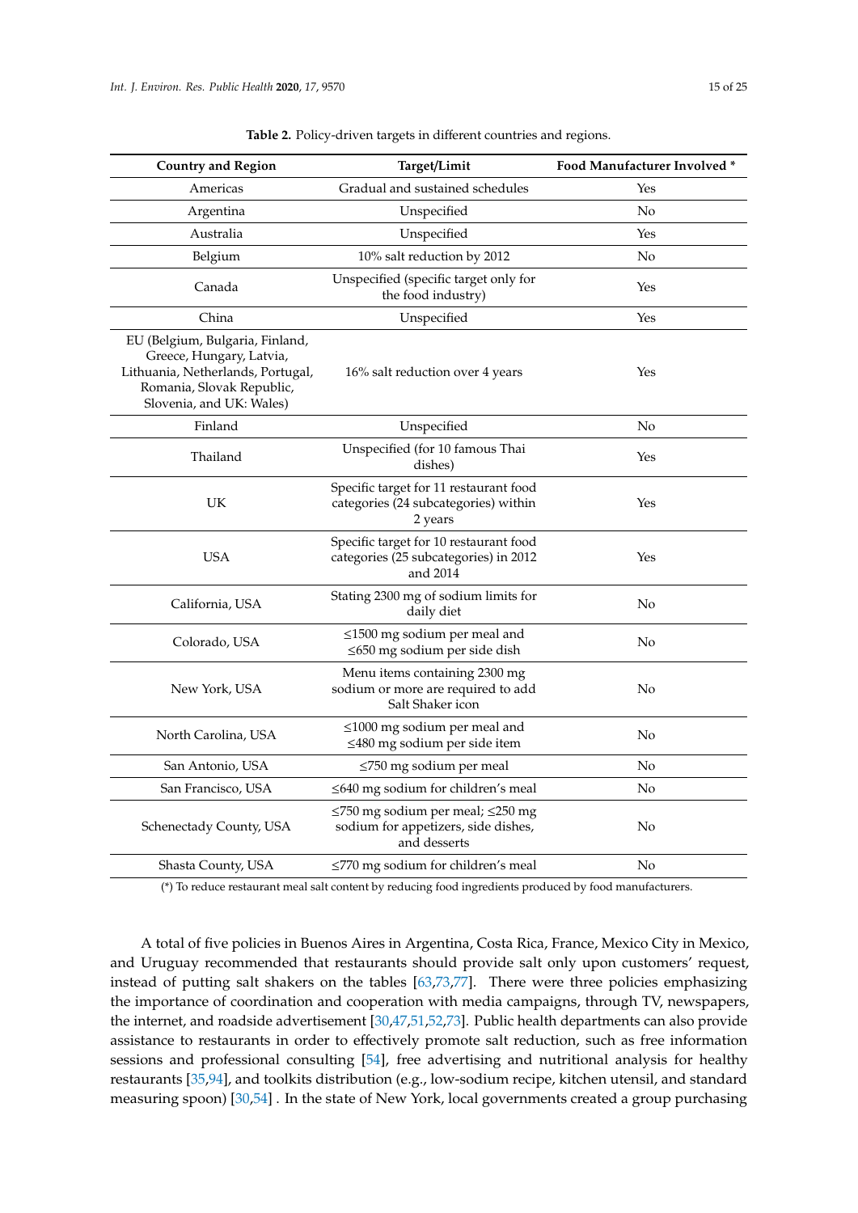**Table 2.** Policy-driven targets in different countries and regions.

| Country and Region | Target/Limit | Food Manufacturer Involved * |
|---|---|---|
| Americas | Gradual and sustained schedules | Yes |
| Argentina | Unspecified | No |
| Australia | Unspecified | Yes |
| Belgium | 10% salt reduction by 2012 | No |
| Canada | Unspecified (specific target only for the food industry) | Yes |
| China | Unspecified | Yes |
| EU (Belgium, Bulgaria, Finland, Greece, Hungary, Latvia, Lithuania, Netherlands, Portugal, Romania, Slovak Republic, Slovenia, and UK: Wales) | 16% salt reduction over 4 years | Yes |
| Finland | Unspecified | No |
| Thailand | Unspecified (for 10 famous Thai dishes) | Yes |
| UK | Specific target for 11 restaurant food categories (24 subcategories) within 2 years | Yes |
| USA | Specific target for 10 restaurant food categories (25 subcategories) in 2012 and 2014 | Yes |
| California, USA | Stating 2300 mg of sodium limits for daily diet | No |
| Colorado, USA | ≤1500 mg sodium per meal and ≤650 mg sodium per side dish | No |
| New York, USA | Menu items containing 2300 mg sodium or more are required to add Salt Shaker icon | No |
| North Carolina, USA | ≤1000 mg sodium per meal and ≤480 mg sodium per side item | No |
| San Antonio, USA | ≤750 mg sodium per meal | No |
| San Francisco, USA | ≤640 mg sodium for children's meal | No |
| Schenectady County, USA | ≤750 mg sodium per meal; ≤250 mg sodium for appetizers, side dishes, and desserts | No |
| Shasta County, USA | ≤770 mg sodium for children's meal | No |

(*) To reduce restaurant meal salt content by reducing food ingredients produced by food manufacturers.

A total of five policies in Buenos Aires in Argentina, Costa Rica, France, Mexico City in Mexico, and Uruguay recommended that restaurants should provide salt only upon customers' request, instead of putting salt shakers on the tables [63,73,77]. There were three policies emphasizing the importance of coordination and cooperation with media campaigns, through TV, newspapers, the internet, and roadside advertisement [30,47,51,52,73]. Public health departments can also provide assistance to restaurants in order to effectively promote salt reduction, such as free information sessions and professional consulting [54], free advertising and nutritional analysis for healthy restaurants [35,94], and toolkits distribution (e.g., low-sodium recipe, kitchen utensil, and standard measuring spoon) [30,54] . In the state of New York, local governments created a group purchasing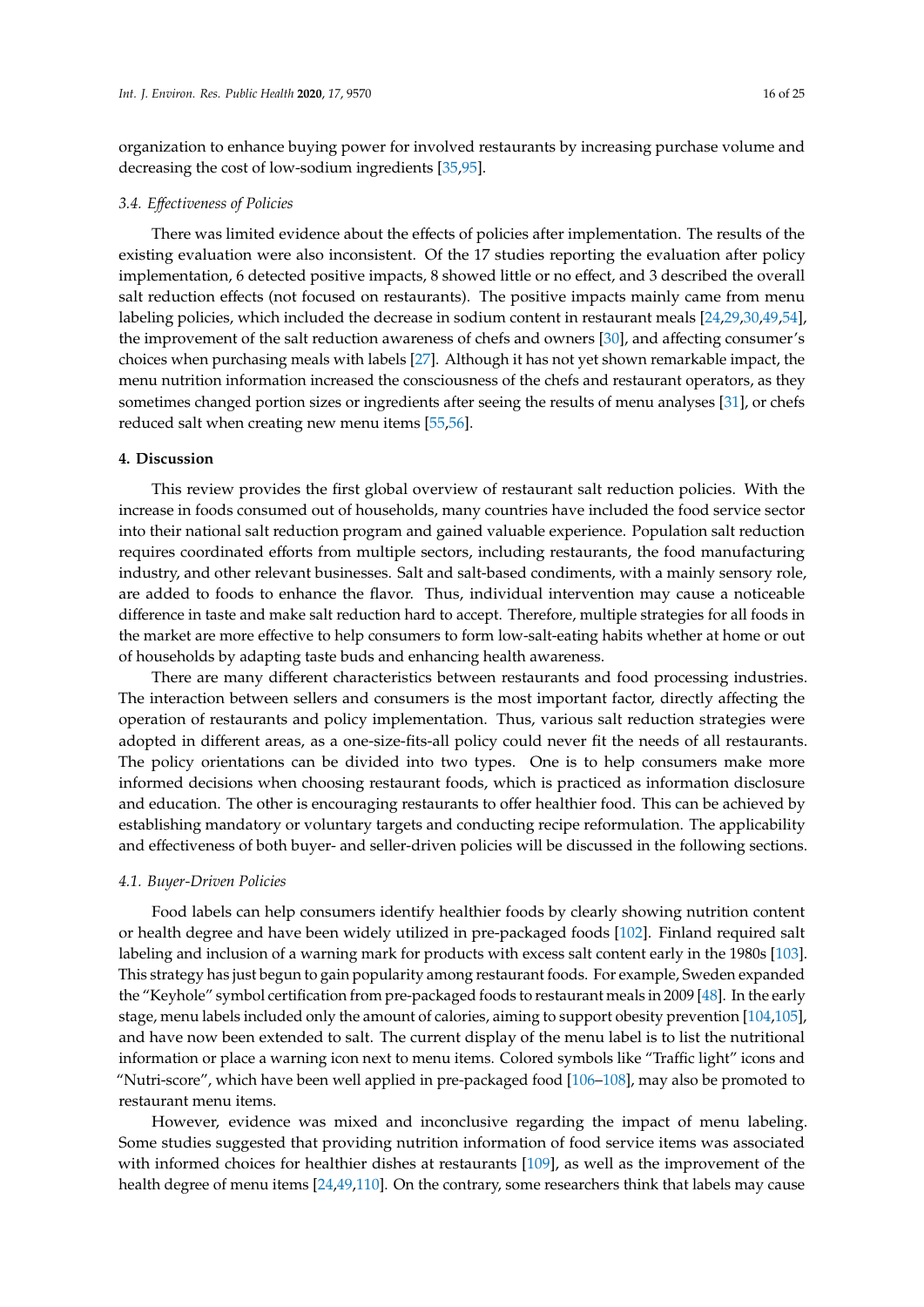organization to enhance buying power for involved restaurants by increasing purchase volume and decreasing the cost of low-sodium ingredients [35,95].

### 3.4. Effectiveness of Policies

There was limited evidence about the effects of policies after implementation. The results of the existing evaluation were also inconsistent. Of the 17 studies reporting the evaluation after policy implementation, 6 detected positive impacts, 8 showed little or no effect, and 3 described the overall salt reduction effects (not focused on restaurants). The positive impacts mainly came from menu labeling policies, which included the decrease in sodium content in restaurant meals [24,29,30,49,54], the improvement of the salt reduction awareness of chefs and owners [30], and affecting consumer's choices when purchasing meals with labels [27]. Although it has not yet shown remarkable impact, the menu nutrition information increased the consciousness of the chefs and restaurant operators, as they sometimes changed portion sizes or ingredients after seeing the results of menu analyses [31], or chefs reduced salt when creating new menu items [55,56].

## 4. Discussion

This review provides the first global overview of restaurant salt reduction policies. With the increase in foods consumed out of households, many countries have included the food service sector into their national salt reduction program and gained valuable experience. Population salt reduction requires coordinated efforts from multiple sectors, including restaurants, the food manufacturing industry, and other relevant businesses. Salt and salt-based condiments, with a mainly sensory role, are added to foods to enhance the flavor. Thus, individual intervention may cause a noticeable difference in taste and make salt reduction hard to accept. Therefore, multiple strategies for all foods in the market are more effective to help consumers to form low-salt-eating habits whether at home or out of households by adapting taste buds and enhancing health awareness.

There are many different characteristics between restaurants and food processing industries. The interaction between sellers and consumers is the most important factor, directly affecting the operation of restaurants and policy implementation. Thus, various salt reduction strategies were adopted in different areas, as a one-size-fits-all policy could never fit the needs of all restaurants. The policy orientations can be divided into two types. One is to help consumers make more informed decisions when choosing restaurant foods, which is practiced as information disclosure and education. The other is encouraging restaurants to offer healthier food. This can be achieved by establishing mandatory or voluntary targets and conducting recipe reformulation. The applicability and effectiveness of both buyer- and seller-driven policies will be discussed in the following sections.

### 4.1. Buyer-Driven Policies

Food labels can help consumers identify healthier foods by clearly showing nutrition content or health degree and have been widely utilized in pre-packaged foods [102]. Finland required salt labeling and inclusion of a warning mark for products with excess salt content early in the 1980s [103]. This strategy has just begun to gain popularity among restaurant foods. For example, Sweden expanded the "Keyhole" symbol certification from pre-packaged foods to restaurant meals in 2009 [48]. In the early stage, menu labels included only the amount of calories, aiming to support obesity prevention [104,105], and have now been extended to salt. The current display of the menu label is to list the nutritional information or place a warning icon next to menu items. Colored symbols like "Traffic light" icons and "Nutri-score", which have been well applied in pre-packaged food [106–108], may also be promoted to restaurant menu items.

However, evidence was mixed and inconclusive regarding the impact of menu labeling. Some studies suggested that providing nutrition information of food service items was associated with informed choices for healthier dishes at restaurants [109], as well as the improvement of the health degree of menu items [24,49,110]. On the contrary, some researchers think that labels may cause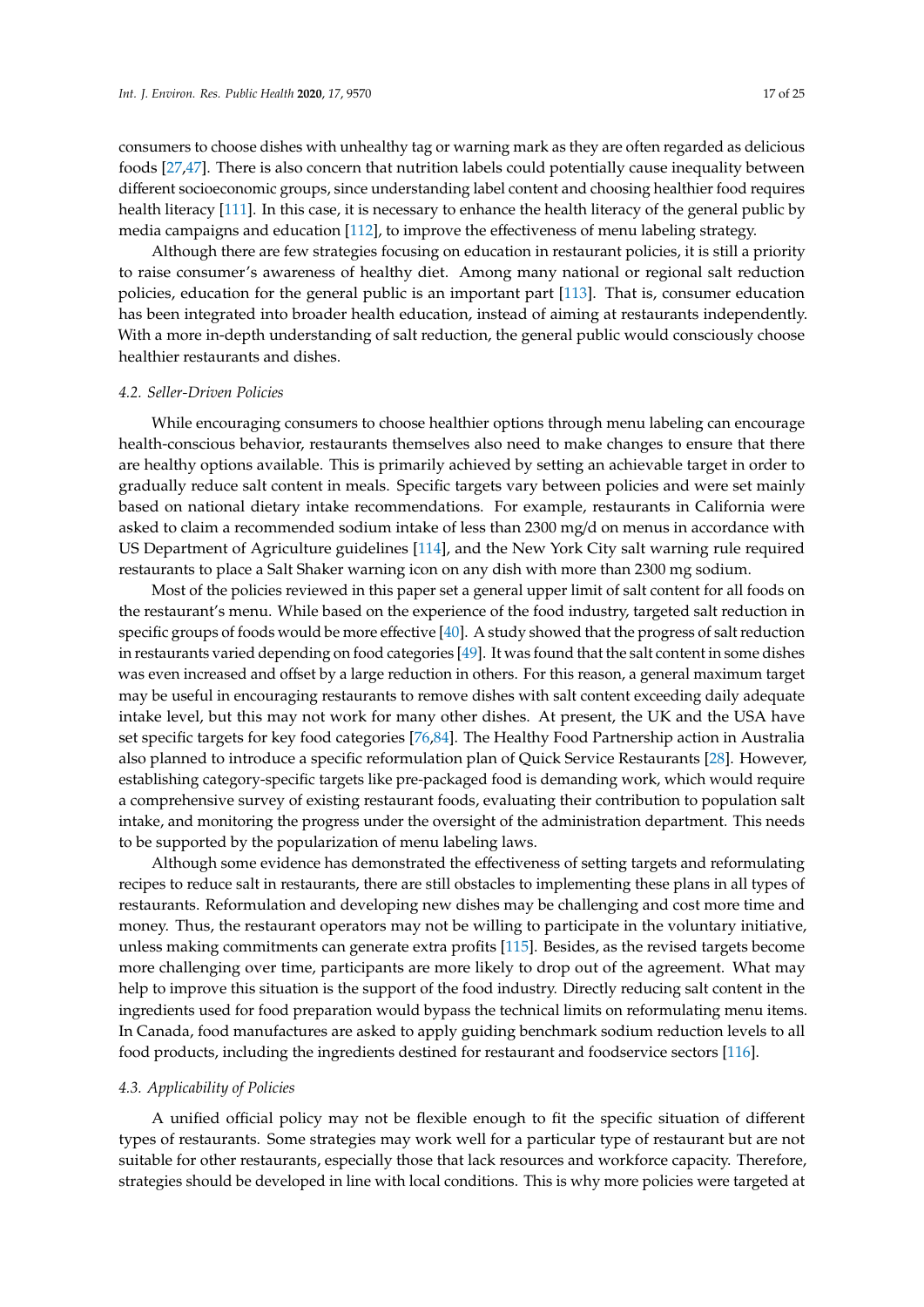consumers to choose dishes with unhealthy tag or warning mark as they are often regarded as delicious foods [27,47]. There is also concern that nutrition labels could potentially cause inequality between different socioeconomic groups, since understanding label content and choosing healthier food requires health literacy [111]. In this case, it is necessary to enhance the health literacy of the general public by media campaigns and education [112], to improve the effectiveness of menu labeling strategy.

Although there are few strategies focusing on education in restaurant policies, it is still a priority to raise consumer's awareness of healthy diet. Among many national or regional salt reduction policies, education for the general public is an important part [113]. That is, consumer education has been integrated into broader health education, instead of aiming at restaurants independently. With a more in-depth understanding of salt reduction, the general public would consciously choose healthier restaurants and dishes.

### 4.2. Seller-Driven Policies

While encouraging consumers to choose healthier options through menu labeling can encourage health-conscious behavior, restaurants themselves also need to make changes to ensure that there are healthy options available. This is primarily achieved by setting an achievable target in order to gradually reduce salt content in meals. Specific targets vary between policies and were set mainly based on national dietary intake recommendations. For example, restaurants in California were asked to claim a recommended sodium intake of less than 2300 mg/d on menus in accordance with US Department of Agriculture guidelines [114], and the New York City salt warning rule required restaurants to place a Salt Shaker warning icon on any dish with more than 2300 mg sodium.

Most of the policies reviewed in this paper set a general upper limit of salt content for all foods on the restaurant's menu. While based on the experience of the food industry, targeted salt reduction in specific groups of foods would be more effective [40]. A study showed that the progress of salt reduction in restaurants varied depending on food categories [49]. It was found that the salt content in some dishes was even increased and offset by a large reduction in others. For this reason, a general maximum target may be useful in encouraging restaurants to remove dishes with salt content exceeding daily adequate intake level, but this may not work for many other dishes. At present, the UK and the USA have set specific targets for key food categories [76,84]. The Healthy Food Partnership action in Australia also planned to introduce a specific reformulation plan of Quick Service Restaurants [28]. However, establishing category-specific targets like pre-packaged food is demanding work, which would require a comprehensive survey of existing restaurant foods, evaluating their contribution to population salt intake, and monitoring the progress under the oversight of the administration department. This needs to be supported by the popularization of menu labeling laws.

Although some evidence has demonstrated the effectiveness of setting targets and reformulating recipes to reduce salt in restaurants, there are still obstacles to implementing these plans in all types of restaurants. Reformulation and developing new dishes may be challenging and cost more time and money. Thus, the restaurant operators may not be willing to participate in the voluntary initiative, unless making commitments can generate extra profits [115]. Besides, as the revised targets become more challenging over time, participants are more likely to drop out of the agreement. What may help to improve this situation is the support of the food industry. Directly reducing salt content in the ingredients used for food preparation would bypass the technical limits on reformulating menu items. In Canada, food manufactures are asked to apply guiding benchmark sodium reduction levels to all food products, including the ingredients destined for restaurant and foodservice sectors [116].

### 4.3. Applicability of Policies

A unified official policy may not be flexible enough to fit the specific situation of different types of restaurants. Some strategies may work well for a particular type of restaurant but are not suitable for other restaurants, especially those that lack resources and workforce capacity. Therefore, strategies should be developed in line with local conditions. This is why more policies were targeted at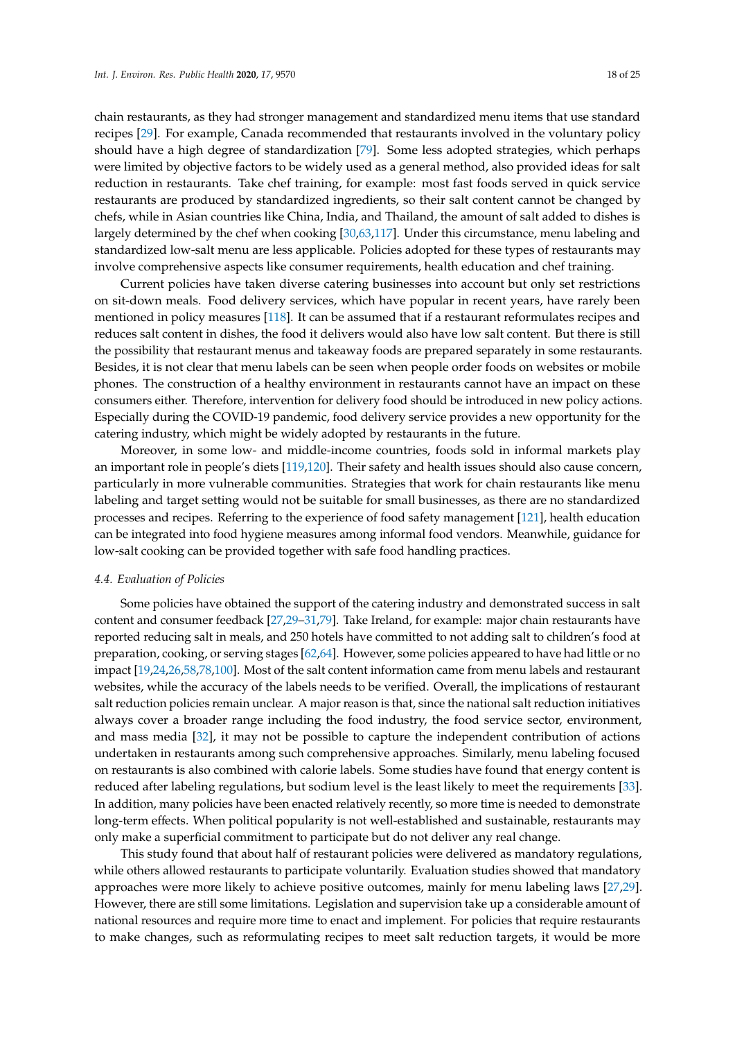chain restaurants, as they had stronger management and standardized menu items that use standard recipes [29]. For example, Canada recommended that restaurants involved in the voluntary policy should have a high degree of standardization [79]. Some less adopted strategies, which perhaps were limited by objective factors to be widely used as a general method, also provided ideas for salt reduction in restaurants. Take chef training, for example: most fast foods served in quick service restaurants are produced by standardized ingredients, so their salt content cannot be changed by chefs, while in Asian countries like China, India, and Thailand, the amount of salt added to dishes is largely determined by the chef when cooking [30,63,117]. Under this circumstance, menu labeling and standardized low-salt menu are less applicable. Policies adopted for these types of restaurants may involve comprehensive aspects like consumer requirements, health education and chef training.

Current policies have taken diverse catering businesses into account but only set restrictions on sit-down meals. Food delivery services, which have popular in recent years, have rarely been mentioned in policy measures [118]. It can be assumed that if a restaurant reformulates recipes and reduces salt content in dishes, the food it delivers would also have low salt content. But there is still the possibility that restaurant menus and takeaway foods are prepared separately in some restaurants. Besides, it is not clear that menu labels can be seen when people order foods on websites or mobile phones. The construction of a healthy environment in restaurants cannot have an impact on these consumers either. Therefore, intervention for delivery food should be introduced in new policy actions. Especially during the COVID-19 pandemic, food delivery service provides a new opportunity for the catering industry, which might be widely adopted by restaurants in the future.

Moreover, in some low- and middle-income countries, foods sold in informal markets play an important role in people's diets [119,120]. Their safety and health issues should also cause concern, particularly in more vulnerable communities. Strategies that work for chain restaurants like menu labeling and target setting would not be suitable for small businesses, as there are no standardized processes and recipes. Referring to the experience of food safety management [121], health education can be integrated into food hygiene measures among informal food vendors. Meanwhile, guidance for low-salt cooking can be provided together with safe food handling practices.

### *4.4. Evaluation of Policies*

Some policies have obtained the support of the catering industry and demonstrated success in salt content and consumer feedback [27,29–31,79]. Take Ireland, for example: major chain restaurants have reported reducing salt in meals, and 250 hotels have committed to not adding salt to children's food at preparation, cooking, or serving stages [62,64]. However, some policies appeared to have had little or no impact [19,24,26,58,78,100]. Most of the salt content information came from menu labels and restaurant websites, while the accuracy of the labels needs to be verified. Overall, the implications of restaurant salt reduction policies remain unclear. A major reason is that, since the national salt reduction initiatives always cover a broader range including the food industry, the food service sector, environment, and mass media [32], it may not be possible to capture the independent contribution of actions undertaken in restaurants among such comprehensive approaches. Similarly, menu labeling focused on restaurants is also combined with calorie labels. Some studies have found that energy content is reduced after labeling regulations, but sodium level is the least likely to meet the requirements [33]. In addition, many policies have been enacted relatively recently, so more time is needed to demonstrate long-term effects. When political popularity is not well-established and sustainable, restaurants may only make a superficial commitment to participate but do not deliver any real change.

This study found that about half of restaurant policies were delivered as mandatory regulations, while others allowed restaurants to participate voluntarily. Evaluation studies showed that mandatory approaches were more likely to achieve positive outcomes, mainly for menu labeling laws [27,29]. However, there are still some limitations. Legislation and supervision take up a considerable amount of national resources and require more time to enact and implement. For policies that require restaurants to make changes, such as reformulating recipes to meet salt reduction targets, it would be more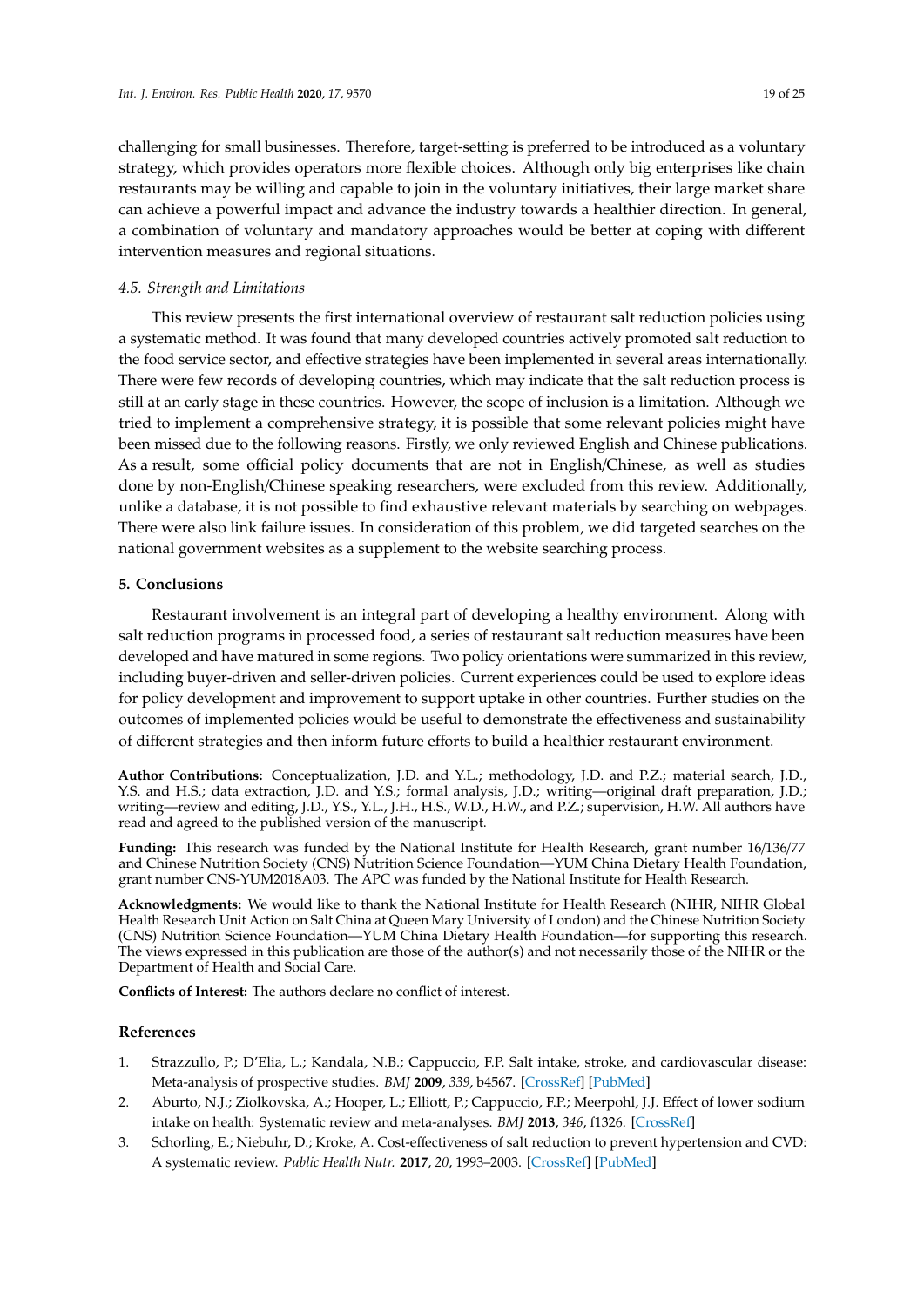challenging for small businesses. Therefore, target-setting is preferred to be introduced as a voluntary strategy, which provides operators more flexible choices. Although only big enterprises like chain restaurants may be willing and capable to join in the voluntary initiatives, their large market share can achieve a powerful impact and advance the industry towards a healthier direction. In general, a combination of voluntary and mandatory approaches would be better at coping with different intervention measures and regional situations.

### *4.5. Strength and Limitations*

This review presents the first international overview of restaurant salt reduction policies using a systematic method. It was found that many developed countries actively promoted salt reduction to the food service sector, and effective strategies have been implemented in several areas internationally. There were few records of developing countries, which may indicate that the salt reduction process is still at an early stage in these countries. However, the scope of inclusion is a limitation. Although we tried to implement a comprehensive strategy, it is possible that some relevant policies might have been missed due to the following reasons. Firstly, we only reviewed English and Chinese publications. As a result, some official policy documents that are not in English/Chinese, as well as studies done by non-English/Chinese speaking researchers, were excluded from this review. Additionally, unlike a database, it is not possible to find exhaustive relevant materials by searching on webpages. There were also link failure issues. In consideration of this problem, we did targeted searches on the national government websites as a supplement to the website searching process.

## **5. Conclusions**

Restaurant involvement is an integral part of developing a healthy environment. Along with salt reduction programs in processed food, a series of restaurant salt reduction measures have been developed and have matured in some regions. Two policy orientations were summarized in this review, including buyer-driven and seller-driven policies. Current experiences could be used to explore ideas for policy development and improvement to support uptake in other countries. Further studies on the outcomes of implemented policies would be useful to demonstrate the effectiveness and sustainability of different strategies and then inform future efforts to build a healthier restaurant environment.

**Author Contributions:** Conceptualization, J.D. and Y.L.; methodology, J.D. and P.Z.; material search, J.D., Y.S. and H.S.; data extraction, J.D. and Y.S.; formal analysis, J.D.; writing—original draft preparation, J.D.; writing—review and editing, J.D., Y.S., Y.L., J.H., H.S., W.D., H.W., and P.Z.; supervision, H.W. All authors have read and agreed to the published version of the manuscript.

**Funding:** This research was funded by the National Institute for Health Research, grant number 16/136/77 and Chinese Nutrition Society (CNS) Nutrition Science Foundation—YUM China Dietary Health Foundation, grant number CNS-YUM2018A03. The APC was funded by the National Institute for Health Research.

**Acknowledgments:** We would like to thank the National Institute for Health Research (NIHR, NIHR Global Health Research Unit Action on Salt China at Queen Mary University of London) and the Chinese Nutrition Society (CNS) Nutrition Science Foundation—YUM China Dietary Health Foundation—for supporting this research. The views expressed in this publication are those of the author(s) and not necessarily those of the NIHR or the Department of Health and Social Care.

**Conflicts of Interest:** The authors declare no conflict of interest.

## **References**

1. Strazzullo, P.; D'Elia, L.; Kandala, N.B.; Cappuccio, F.P. Salt intake, stroke, and cardiovascular disease: Meta-analysis of prospective studies. *BMJ* **2009**, *339*, b4567. [CrossRef] [PubMed]
2. Aburto, N.J.; Ziolkovska, A.; Hooper, L.; Elliott, P.; Cappuccio, F.P.; Meerpohl, J.J. Effect of lower sodium intake on health: Systematic review and meta-analyses. *BMJ* **2013**, *346*, f1326. [CrossRef]
3. Schorling, E.; Niebuhr, D.; Kroke, A. Cost-effectiveness of salt reduction to prevent hypertension and CVD: A systematic review. *Public Health Nutr.* **2017**, *20*, 1993–2003. [CrossRef] [PubMed]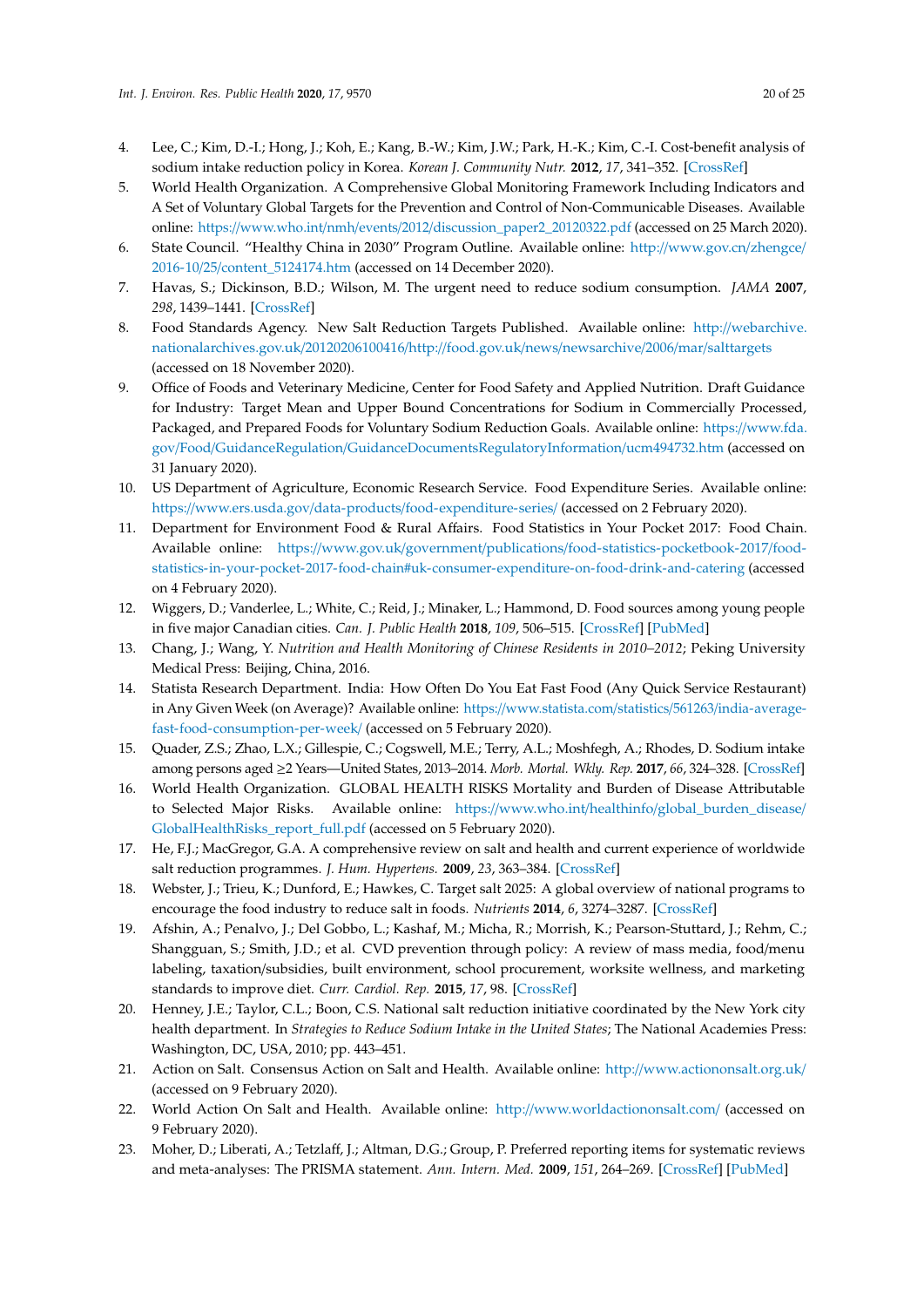4. Lee, C.; Kim, D.-I.; Hong, J.; Koh, E.; Kang, B.-W.; Kim, J.W.; Park, H.-K.; Kim, C.-I. Cost-benefit analysis of sodium intake reduction policy in Korea. *Korean J. Community Nutr.* **2012**, *17*, 341–352. [CrossRef]
5. World Health Organization. A Comprehensive Global Monitoring Framework Including Indicators and A Set of Voluntary Global Targets for the Prevention and Control of Non-Communicable Diseases. Available online: https://www.who.int/nmh/events/2012/discussion_paper2_20120322.pdf (accessed on 25 March 2020).
6. State Council. "Healthy China in 2030" Program Outline. Available online: http://www.gov.cn/zhengce/2016-10/25/content_5124174.htm (accessed on 14 December 2020).
7. Havas, S.; Dickinson, B.D.; Wilson, M. The urgent need to reduce sodium consumption. *JAMA* **2007**, *298*, 1439–1441. [CrossRef]
8. Food Standards Agency. New Salt Reduction Targets Published. Available online: http://webarchive.nationalarchives.gov.uk/20120206100416/http://food.gov.uk/news/newsarchive/2006/mar/salttargets (accessed on 18 November 2020).
9. Office of Foods and Veterinary Medicine, Center for Food Safety and Applied Nutrition. Draft Guidance for Industry: Target Mean and Upper Bound Concentrations for Sodium in Commercially Processed, Packaged, and Prepared Foods for Voluntary Sodium Reduction Goals. Available online: https://www.fda.gov/Food/GuidanceRegulation/GuidanceDocumentsRegulatoryInformation/ucm494732.htm (accessed on 31 January 2020).
10. US Department of Agriculture, Economic Research Service. Food Expenditure Series. Available online: https://www.ers.usda.gov/data-products/food-expenditure-series/ (accessed on 2 February 2020).
11. Department for Environment Food & Rural Affairs. Food Statistics in Your Pocket 2017: Food Chain. Available online: https://www.gov.uk/government/publications/food-statistics-pocketbook-2017/food-statistics-in-your-pocket-2017-food-chain#uk-consumer-expenditure-on-food-drink-and-catering (accessed on 4 February 2020).
12. Wiggers, D.; Vanderlee, L.; White, C.; Reid, J.; Minaker, L.; Hammond, D. Food sources among young people in five major Canadian cities. *Can. J. Public Health* **2018**, *109*, 506–515. [CrossRef] [PubMed]
13. Chang, J.; Wang, Y. *Nutrition and Health Monitoring of Chinese Residents in 2010–2012*; Peking University Medical Press: Beijing, China, 2016.
14. Statista Research Department. India: How Often Do You Eat Fast Food (Any Quick Service Restaurant) in Any Given Week (on Average)? Available online: https://www.statista.com/statistics/561263/india-average-fast-food-consumption-per-week/ (accessed on 5 February 2020).
15. Quader, Z.S.; Zhao, L.X.; Gillespie, C.; Cogswell, M.E.; Terry, A.L.; Moshfegh, A.; Rhodes, D. Sodium intake among persons aged ≥2 Years—United States, 2013–2014. *Morb. Mortal. Wkly. Rep.* **2017**, *66*, 324–328. [CrossRef]
16. World Health Organization. GLOBAL HEALTH RISKS Mortality and Burden of Disease Attributable to Selected Major Risks. Available online: https://www.who.int/healthinfo/global_burden_disease/GlobalHealthRisks_report_full.pdf (accessed on 5 February 2020).
17. He, F.J.; MacGregor, G.A. A comprehensive review on salt and health and current experience of worldwide salt reduction programmes. *J. Hum. Hypertens.* **2009**, *23*, 363–384. [CrossRef]
18. Webster, J.; Trieu, K.; Dunford, E.; Hawkes, C. Target salt 2025: A global overview of national programs to encourage the food industry to reduce salt in foods. *Nutrients* **2014**, *6*, 3274–3287. [CrossRef]
19. Afshin, A.; Penalvo, J.; Del Gobbo, L.; Kashaf, M.; Micha, R.; Morrish, K.; Pearson-Stuttard, J.; Rehm, C.; Shangguan, S.; Smith, J.D.; et al. CVD prevention through policy: A review of mass media, food/menu labeling, taxation/subsidies, built environment, school procurement, worksite wellness, and marketing standards to improve diet. *Curr. Cardiol. Rep.* **2015**, *17*, 98. [CrossRef]
20. Henney, J.E.; Taylor, C.L.; Boon, C.S. National salt reduction initiative coordinated by the New York city health department. In *Strategies to Reduce Sodium Intake in the United States*; The National Academies Press: Washington, DC, USA, 2010; pp. 443–451.
21. Action on Salt. Consensus Action on Salt and Health. Available online: http://www.actiononsalt.org.uk/ (accessed on 9 February 2020).
22. World Action On Salt and Health. Available online: http://www.worldactiononsalt.com/ (accessed on 9 February 2020).
23. Moher, D.; Liberati, A.; Tetzlaff, J.; Altman, D.G.; Group, P. Preferred reporting items for systematic reviews and meta-analyses: The PRISMA statement. *Ann. Intern. Med.* **2009**, *151*, 264–269. [CrossRef] [PubMed]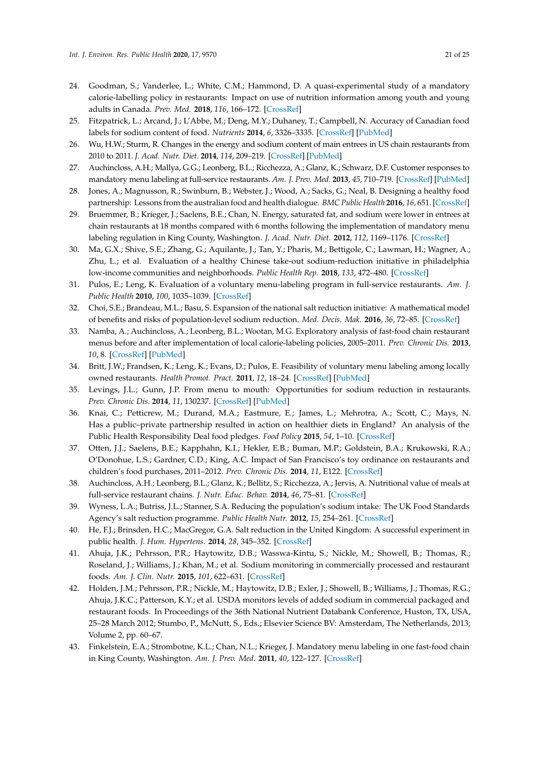24. Goodman, S.; Vanderlee, L.; White, C.M.; Hammond, D. A quasi-experimental study of a mandatory calorie-labelling policy in restaurants: Impact on use of nutrition information among youth and young adults in Canada. *Prev. Med.* **2018**, *116*, 166–172. [CrossRef]
25. Fitzpatrick, L.; Arcand, J.; L'Abbe, M.; Deng, M.Y.; Duhaney, T.; Campbell, N. Accuracy of Canadian food labels for sodium content of food. *Nutrients* **2014**, *6*, 3326–3335. [CrossRef] [PubMed]
26. Wu, H.W.; Sturm, R. Changes in the energy and sodium content of main entrees in US chain restaurants from 2010 to 2011. *J. Acad. Nutr. Diet.* **2014**, *114*, 209–219. [CrossRef] [PubMed]
27. Auchincloss, A.H.; Mallya, G.G.; Leonberg, B.L.; Ricchezza, A.; Glanz, K.; Schwarz, D.F. Customer responses to mandatory menu labeling at full-service restaurants. *Am. J. Prev. Med.* **2013**, *45*, 710–719. [CrossRef] [PubMed]
28. Jones, A.; Magnusson, R.; Swinburn, B.; Webster, J.; Wood, A.; Sacks, G.; Neal, B. Designing a healthy food partnership: Lessons from the australian food and health dialogue. *BMC Public Health* **2016**, *16*, 651. [CrossRef]
29. Bruemmer, B.; Krieger, J.; Saelens, B.E.; Chan, N. Energy, saturated fat, and sodium were lower in entrees at chain restaurants at 18 months compared with 6 months following the implementation of mandatory menu labeling regulation in King County, Washington. *J. Acad. Nutr. Diet.* **2012**, *112*, 1169–1176. [CrossRef]
30. Ma, G.X.; Shive, S.E.; Zhang, G.; Aquilante, J.; Tan, Y.; Pharis, M.; Bettigole, C.; Lawman, H.; Wagner, A.; Zhu, L.; et al. Evaluation of a healthy Chinese take-out sodium-reduction initiative in philadelphia low-income communities and neighborhoods. *Public Health Rep.* **2018**, *133*, 472–480. [CrossRef]
31. Pulos, E.; Leng, K. Evaluation of a voluntary menu-labeling program in full-service restaurants. *Am. J. Public Health* **2010**, *100*, 1035–1039. [CrossRef]
32. Choi, S.E.; Brandeau, M.L.; Basu, S. Expansion of the national salt reduction initiative: A mathematical model of benefits and risks of population-level sodium reduction. *Med. Decis. Mak.* **2016**, *36*, 72–85. [CrossRef]
33. Namba, A.; Auchincloss, A.; Leonberg, B.L.; Wootan, M.G. Exploratory analysis of fast-food chain restaurant menus before and after implementation of local calorie-labeling policies, 2005–2011. *Prev. Chronic Dis.* **2013**, *10*, 8. [CrossRef] [PubMed]
34. Britt, J.W.; Frandsen, K.; Leng, K.; Evans, D.; Pulos, E. Feasibility of voluntary menu labeling among locally owned restaurants. *Health Promot. Pract.* **2011**, *12*, 18–24. [CrossRef] [PubMed]
35. Levings, J.L.; Gunn, J.P. From menu to mouth: Opportunities for sodium reduction in restaurants. *Prev. Chronic Dis.* **2014**, *11*, 130237. [CrossRef] [PubMed]
36. Knai, C.; Petticrew, M.; Durand, M.A.; Eastmure, E.; James, L.; Mehrotra, A.; Scott, C.; Mays, N. Has a public–private partnership resulted in action on healthier diets in England? An analysis of the Public Health Responsibility Deal food pledges. *Food Policy* **2015**, *54*, 1–10. [CrossRef]
37. Otten, J.J.; Saelens, B.E.; Kapphahn, K.I.; Hekler, E.B.; Buman, M.P.; Goldstein, B.A.; Krukowski, R.A.; O'Donohue, L.S.; Gardner, C.D.; King, A.C. Impact of San Francisco's toy ordinance on restaurants and children's food purchases, 2011–2012. *Prev. Chronic Dis.* **2014**, *11*, E122. [CrossRef]
38. Auchincloss, A.H.; Leonberg, B.L.; Glanz, K.; Bellitz, S.; Ricchezza, A.; Jervis, A. Nutritional value of meals at full-service restaurant chains. *J. Nutr. Educ. Behav.* **2014**, *46*, 75–81. [CrossRef]
39. Wyness, L.A.; Butriss, J.L.; Stanner, S.A. Reducing the population's sodium intake: The UK Food Standards Agency's salt reduction programme. *Public Health Nutr.* **2012**, *15*, 254–261. [CrossRef]
40. He, F.J.; Brinsden, H.C.; MacGregor, G.A. Salt reduction in the United Kingdom: A successful experiment in public health. *J. Hum. Hypertens.* **2014**, *28*, 345–352. [CrossRef]
41. Ahuja, J.K.; Pehrsson, P.R.; Haytowitz, D.B.; Wasswa-Kintu, S.; Nickle, M.; Showell, B.; Thomas, R.; Roseland, J.; Williams, J.; Khan, M.; et al. Sodium monitoring in commercially processed and restaurant foods. *Am. J. Clin. Nutr.* **2015**, *101*, 622–631. [CrossRef]
42. Holden, J.M.; Pehrsson, P.R.; Nickle, M.; Haytowitz, D.B.; Exler, J.; Showell, B.; Williams, J.; Thomas, R.G.; Ahuja, J.K.C.; Patterson, K.Y.; et al. USDA monitors levels of added sodium in commercial packaged and restaurant foods. In Proceedings of the 36th National Nutrient Databank Conference, Huston, TX, USA, 25–28 March 2012; Stumbo, P., McNutt, S., Eds.; Elsevier Science BV: Amsterdam, The Netherlands, 2013; Volume 2, pp. 60–67.
43. Finkelstein, E.A.; Strombotne, K.L.; Chan, N.L.; Krieger, J. Mandatory menu labeling in one fast-food chain in King County, Washington. *Am. J. Prev. Med.* **2011**, *40*, 122–127. [CrossRef]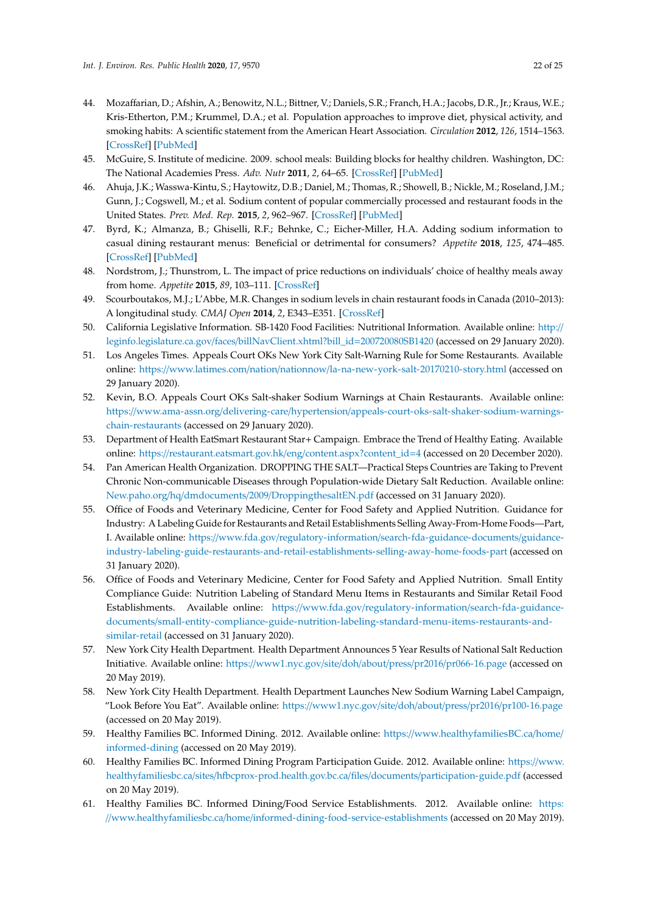44. Mozaffarian, D.; Afshin, A.; Benowitz, N.L.; Bittner, V.; Daniels, S.R.; Franch, H.A.; Jacobs, D.R., Jr.; Kraus, W.E.; Kris-Etherton, P.M.; Krummel, D.A.; et al. Population approaches to improve diet, physical activity, and smoking habits: A scientific statement from the American Heart Association. *Circulation* **2012**, *126*, 1514–1563. [CrossRef] [PubMed]
45. McGuire, S. Institute of medicine. 2009. school meals: Building blocks for healthy children. Washington, DC: The National Academies Press. *Adv. Nutr* **2011**, *2*, 64–65. [CrossRef] [PubMed]
46. Ahuja, J.K.; Wasswa-Kintu, S.; Haytowitz, D.B.; Daniel, M.; Thomas, R.; Showell, B.; Nickle, M.; Roseland, J.M.; Gunn, J.; Cogswell, M.; et al. Sodium content of popular commercially processed and restaurant foods in the United States. *Prev. Med. Rep.* **2015**, *2*, 962–967. [CrossRef] [PubMed]
47. Byrd, K.; Almanza, B.; Ghiselli, R.F.; Behnke, C.; Eicher-Miller, H.A. Adding sodium information to casual dining restaurant menus: Beneficial or detrimental for consumers? *Appetite* **2018**, *125*, 474–485. [CrossRef] [PubMed]
48. Nordstrom, J.; Thunstrom, L. The impact of price reductions on individuals' choice of healthy meals away from home. *Appetite* **2015**, *89*, 103–111. [CrossRef]
49. Scourboutakos, M.J.; L'Abbe, M.R. Changes in sodium levels in chain restaurant foods in Canada (2010–2013): A longitudinal study. *CMAJ Open* **2014**, *2*, E343–E351. [CrossRef]
50. California Legislative Information. SB-1420 Food Facilities: Nutritional Information. Available online: http://leginfo.legislature.ca.gov/faces/billNavClient.xhtml?bill_id=200720080SB1420 (accessed on 29 January 2020).
51. Los Angeles Times. Appeals Court OKs New York City Salt-Warning Rule for Some Restaurants. Available online: https://www.latimes.com/nation/nationnow/la-na-new-york-salt-20170210-story.html (accessed on 29 January 2020).
52. Kevin, B.O. Appeals Court OKs Salt-shaker Sodium Warnings at Chain Restaurants. Available online: https://www.ama-assn.org/delivering-care/hypertension/appeals-court-oks-salt-shaker-sodium-warnings-chain-restaurants (accessed on 29 January 2020).
53. Department of Health EatSmart Restaurant Star+ Campaign. Embrace the Trend of Healthy Eating. Available online: https://restaurant.eatsmart.gov.hk/eng/content.aspx?content_id=4 (accessed on 20 December 2020).
54. Pan American Health Organization. DROPPING THE SALT—Practical Steps Countries are Taking to Prevent Chronic Non-communicable Diseases through Population-wide Dietary Salt Reduction. Available online: New.paho.org/hq/dmdocuments/2009/DroppingthesaltEN.pdf (accessed on 31 January 2020).
55. Office of Foods and Veterinary Medicine, Center for Food Safety and Applied Nutrition. Guidance for Industry: A Labeling Guide for Restaurants and Retail Establishments Selling Away-From-Home Foods—Part, I. Available online: https://www.fda.gov/regulatory-information/search-fda-guidance-documents/guidance-industry-labeling-guide-restaurants-and-retail-establishments-selling-away-home-foods-part (accessed on 31 January 2020).
56. Office of Foods and Veterinary Medicine, Center for Food Safety and Applied Nutrition. Small Entity Compliance Guide: Nutrition Labeling of Standard Menu Items in Restaurants and Similar Retail Food Establishments. Available online: https://www.fda.gov/regulatory-information/search-fda-guidance-documents/small-entity-compliance-guide-nutrition-labeling-standard-menu-items-restaurants-and-similar-retail (accessed on 31 January 2020).
57. New York City Health Department. Health Department Announces 5 Year Results of National Salt Reduction Initiative. Available online: https://www1.nyc.gov/site/doh/about/press/pr2016/pr066-16.page (accessed on 20 May 2019).
58. New York City Health Department. Health Department Launches New Sodium Warning Label Campaign, "Look Before You Eat". Available online: https://www1.nyc.gov/site/doh/about/press/pr2016/pr100-16.page (accessed on 20 May 2019).
59. Healthy Families BC. Informed Dining. 2012. Available online: https://www.healthyfamiliesBC.ca/home/informed-dining (accessed on 20 May 2019).
60. Healthy Families BC. Informed Dining Program Participation Guide. 2012. Available online: https://www.healthyfamiliesbc.ca/sites/hfbcprox-prod.health.gov.bc.ca/files/documents/participation-guide.pdf (accessed on 20 May 2019).
61. Healthy Families BC. Informed Dining/Food Service Establishments. 2012. Available online: https://www.healthyfamiliesbc.ca/home/informed-dining-food-service-establishments (accessed on 20 May 2019).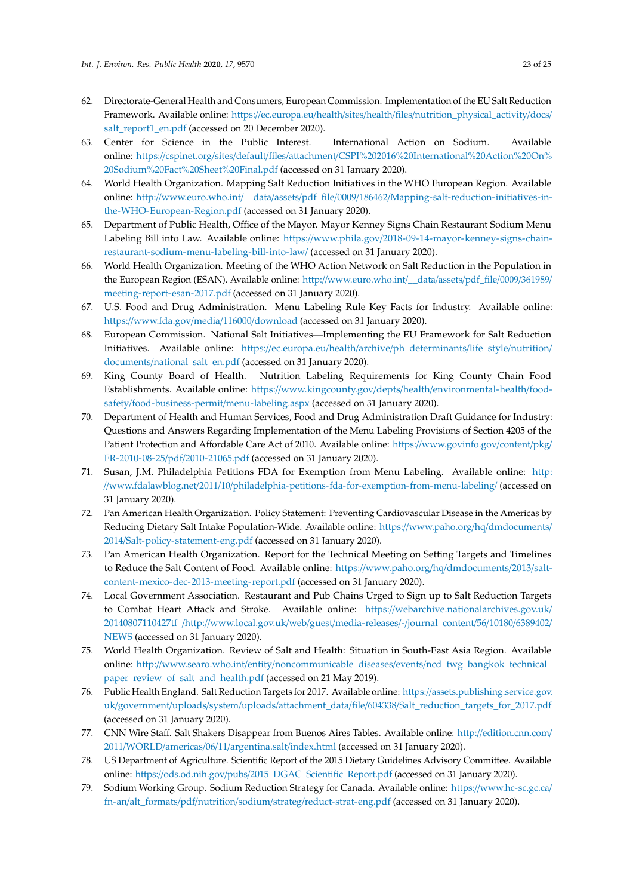62. Directorate-General Health and Consumers, European Commission. Implementation of the EU Salt Reduction Framework. Available online: https://ec.europa.eu/health/sites/health/files/nutrition_physical_activity/docs/salt_report1_en.pdf (accessed on 20 December 2020).
63. Center for Science in the Public Interest. International Action on Sodium. Available online: https://cspinet.org/sites/default/files/attachment/CSPI%202016%20International%20Action%20On%20Sodium%20Fact%20Sheet%20Final.pdf (accessed on 31 January 2020).
64. World Health Organization. Mapping Salt Reduction Initiatives in the WHO European Region. Available online: http://www.euro.who.int/__data/assets/pdf_file/0009/186462/Mapping-salt-reduction-initiatives-in-the-WHO-European-Region.pdf (accessed on 31 January 2020).
65. Department of Public Health, Office of the Mayor. Mayor Kenney Signs Chain Restaurant Sodium Menu Labeling Bill into Law. Available online: https://www.phila.gov/2018-09-14-mayor-kenney-signs-chain-restaurant-sodium-menu-labeling-bill-into-law/ (accessed on 31 January 2020).
66. World Health Organization. Meeting of the WHO Action Network on Salt Reduction in the Population in the European Region (ESAN). Available online: http://www.euro.who.int/__data/assets/pdf_file/0009/361989/meeting-report-esan-2017.pdf (accessed on 31 January 2020).
67. U.S. Food and Drug Administration. Menu Labeling Rule Key Facts for Industry. Available online: https://www.fda.gov/media/116000/download (accessed on 31 January 2020).
68. European Commission. National Salt Initiatives—Implementing the EU Framework for Salt Reduction Initiatives. Available online: https://ec.europa.eu/health/archive/ph_determinants/life_style/nutrition/documents/national_salt_en.pdf (accessed on 31 January 2020).
69. King County Board of Health. Nutrition Labeling Requirements for King County Chain Food Establishments. Available online: https://www.kingcounty.gov/depts/health/environmental-health/food-safety/food-business-permit/menu-labeling.aspx (accessed on 31 January 2020).
70. Department of Health and Human Services, Food and Drug Administration Draft Guidance for Industry: Questions and Answers Regarding Implementation of the Menu Labeling Provisions of Section 4205 of the Patient Protection and Affordable Care Act of 2010. Available online: https://www.govinfo.gov/content/pkg/FR-2010-08-25/pdf/2010-21065.pdf (accessed on 31 January 2020).
71. Susan, J.M. Philadelphia Petitions FDA for Exemption from Menu Labeling. Available online: http://www.fdalawblog.net/2011/10/philadelphia-petitions-fda-for-exemption-from-menu-labeling/ (accessed on 31 January 2020).
72. Pan American Health Organization. Policy Statement: Preventing Cardiovascular Disease in the Americas by Reducing Dietary Salt Intake Population-Wide. Available online: https://www.paho.org/hq/dmdocuments/2014/Salt-policy-statement-eng.pdf (accessed on 31 January 2020).
73. Pan American Health Organization. Report for the Technical Meeting on Setting Targets and Timelines to Reduce the Salt Content of Food. Available online: https://www.paho.org/hq/dmdocuments/2013/salt-content-mexico-dec-2013-meeting-report.pdf (accessed on 31 January 2020).
74. Local Government Association. Restaurant and Pub Chains Urged to Sign up to Salt Reduction Targets to Combat Heart Attack and Stroke. Available online: https://webarchive.nationalarchives.gov.uk/20140807110427tf_/http://www.local.gov.uk/web/guest/media-releases/-/journal_content/56/10180/6389402/NEWS (accessed on 31 January 2020).
75. World Health Organization. Review of Salt and Health: Situation in South-East Asia Region. Available online: http://www.searo.who.int/entity/noncommunicable_diseases/events/ncd_twg_bangkok_technical_paper_review_of_salt_and_health.pdf (accessed on 21 May 2019).
76. Public Health England. Salt Reduction Targets for 2017. Available online: https://assets.publishing.service.gov.uk/government/uploads/system/uploads/attachment_data/file/604338/Salt_reduction_targets_for_2017.pdf (accessed on 31 January 2020).
77. CNN Wire Staff. Salt Shakers Disappear from Buenos Aires Tables. Available online: http://edition.cnn.com/2011/WORLD/americas/06/11/argentina.salt/index.html (accessed on 31 January 2020).
78. US Department of Agriculture. Scientific Report of the 2015 Dietary Guidelines Advisory Committee. Available online: https://ods.od.nih.gov/pubs/2015_DGAC_Scientific_Report.pdf (accessed on 31 January 2020).
79. Sodium Working Group. Sodium Reduction Strategy for Canada. Available online: https://www.hc-sc.gc.ca/fn-an/alt_formats/pdf/nutrition/sodium/strateg/reduct-strat-eng.pdf (accessed on 31 January 2020).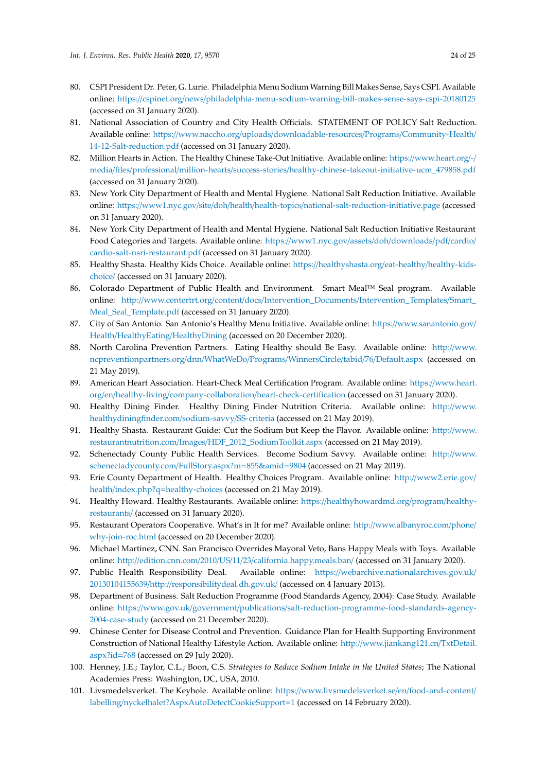80. CSPI President Dr. Peter, G. Lurie. Philadelphia Menu Sodium Warning Bill Makes Sense, Says CSPI. Available online: https://cspinet.org/news/philadelphia-menu-sodium-warning-bill-makes-sense-says-cspi-20180125 (accessed on 31 January 2020).
81. National Association of Country and City Health Officials. STATEMENT OF POLICY Salt Reduction. Available online: https://www.naccho.org/uploads/downloadable-resources/Programs/Community-Health/14-12-Salt-reduction.pdf (accessed on 31 January 2020).
82. Million Hearts in Action. The Healthy Chinese Take-Out Initiative. Available online: https://www.heart.org/-/media/files/professional/million-hearts/success-stories/healthy-chinese-takeout-initiative-ucm_479858.pdf (accessed on 31 January 2020).
83. New York City Department of Health and Mental Hygiene. National Salt Reduction Initiative. Available online: https://www1.nyc.gov/site/doh/health/health-topics/national-salt-reduction-initiative.page (accessed on 31 January 2020).
84. New York City Department of Health and Mental Hygiene. National Salt Reduction Initiative Restaurant Food Categories and Targets. Available online: https://www1.nyc.gov/assets/doh/downloads/pdf/cardio/cardio-salt-nsri-restaurant.pdf (accessed on 31 January 2020).
85. Healthy Shasta. Healthy Kids Choice. Available online: https://healthyshasta.org/eat-healthy/healthy-kids-choice/ (accessed on 31 January 2020).
86. Colorado Department of Public Health and Environment. Smart Meal™ Seal program. Available online: http://www.centertrt.org/content/docs/Intervention_Documents/Intervention_Templates/Smart_Meal_Seal_Template.pdf (accessed on 31 January 2020).
87. City of San Antonio. San Antonio's Healthy Menu Initiative. Available online: https://www.sanantonio.gov/Health/HealthyEating/HealthyDining (accessed on 20 December 2020).
88. North Carolina Prevention Partners. Eating Healthy should Be Easy. Available online: http://www.ncpreventionpartners.org/dnn/WhatWeDo/Programs/WinnersCircle/tabid/76/Default.aspx (accessed on 21 May 2019).
89. American Heart Association. Heart-Check Meal Certification Program. Available online: https://www.heart.org/en/healthy-living/company-collaboration/heart-check-certification (accessed on 31 January 2020).
90. Healthy Dining Finder. Healthy Dining Finder Nutrition Criteria. Available online: http://www.healthydiningfinder.com/sodium-savvy/SS-criteria (accessed on 21 May 2019).
91. Healthy Shasta. Restaurant Guide: Cut the Sodium but Keep the Flavor. Available online: http://www.restaurantnutrition.com/Images/HDF_2012_SodiumToolkit.aspx (accessed on 21 May 2019).
92. Schenectady County Public Health Services. Become Sodium Savvy. Available online: http://www.schenectadycounty.com/FullStory.aspx?m=855&amid=9804 (accessed on 21 May 2019).
93. Erie County Department of Health. Healthy Choices Program. Available online: http://www2.erie.gov/health/index.php?q=healthy-choices (accessed on 21 May 2019).
94. Healthy Howard. Healthy Restaurants. Available online: https://healthyhowardmd.org/program/healthy-restaurants/ (accessed on 31 January 2020).
95. Restaurant Operators Cooperative. What's in It for me? Available online: http://www.albanyroc.com/phone/why-join-roc.html (accessed on 20 December 2020).
96. Michael Martinez, CNN. San Francisco Overrides Mayoral Veto, Bans Happy Meals with Toys. Available online: http://edition.cnn.com/2010/US/11/23/california.happy.meals.ban/ (accessed on 31 January 2020).
97. Public Health Responsibility Deal. Available online: https://webarchive.nationalarchives.gov.uk/20130104155639/http://responsibilitydeal.dh.gov.uk/ (accessed on 4 January 2013).
98. Department of Business. Salt Reduction Programme (Food Standards Agency, 2004): Case Study. Available online: https://www.gov.uk/government/publications/salt-reduction-programme-food-standards-agency-2004-case-study (accessed on 21 December 2020).
99. Chinese Center for Disease Control and Prevention. Guidance Plan for Health Supporting Environment Construction of National Healthy Lifestyle Action. Available online: http://www.jiankang121.cn/TxtDetail.aspx?id=768 (accessed on 29 July 2020).
100. Henney, J.E.; Taylor, C.L.; Boon, C.S. *Strategies to Reduce Sodium Intake in the United States*; The National Academies Press: Washington, DC, USA, 2010.
101. Livsmedelsverket. The Keyhole. Available online: https://www.livsmedelsverket.se/en/food-and-content/labelling/nyckelhalet?AspxAutoDetectCookieSupport=1 (accessed on 14 February 2020).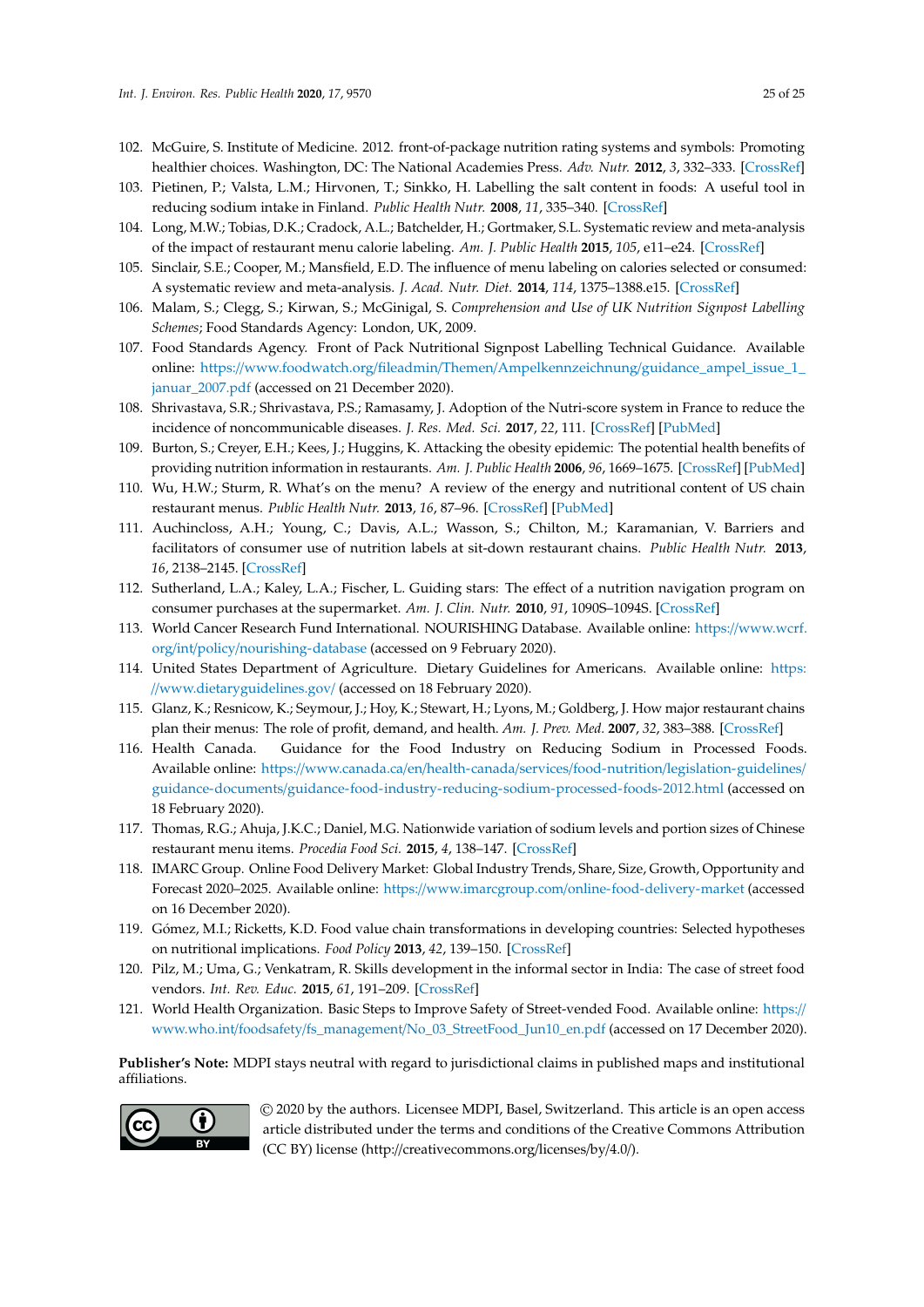102. McGuire, S. Institute of Medicine. 2012. front-of-package nutrition rating systems and symbols: Promoting healthier choices. Washington, DC: The National Academies Press. *Adv. Nutr.* **2012**, *3*, 332–333. [CrossRef]
103. Pietinen, P.; Valsta, L.M.; Hirvonen, T.; Sinkko, H. Labelling the salt content in foods: A useful tool in reducing sodium intake in Finland. *Public Health Nutr.* **2008**, *11*, 335–340. [CrossRef]
104. Long, M.W.; Tobias, D.K.; Cradock, A.L.; Batchelder, H.; Gortmaker, S.L. Systematic review and meta-analysis of the impact of restaurant menu calorie labeling. *Am. J. Public Health* **2015**, *105*, e11–e24. [CrossRef]
105. Sinclair, S.E.; Cooper, M.; Mansfield, E.D. The influence of menu labeling on calories selected or consumed: A systematic review and meta-analysis. *J. Acad. Nutr. Diet.* **2014**, *114*, 1375–1388.e15. [CrossRef]
106. Malam, S.; Clegg, S.; Kirwan, S.; McGinigal, S. *Comprehension and Use of UK Nutrition Signpost Labelling Schemes*; Food Standards Agency: London, UK, 2009.
107. Food Standards Agency. Front of Pack Nutritional Signpost Labelling Technical Guidance. Available online: https://www.foodwatch.org/fileadmin/Themen/Ampelkennzeichnung/guidance_ampel_issue_1_januar_2007.pdf (accessed on 21 December 2020).
108. Shrivastava, S.R.; Shrivastava, P.S.; Ramasamy, J. Adoption of the Nutri-score system in France to reduce the incidence of noncommunicable diseases. *J. Res. Med. Sci.* **2017**, *22*, 111. [CrossRef] [PubMed]
109. Burton, S.; Creyer, E.H.; Kees, J.; Huggins, K. Attacking the obesity epidemic: The potential health benefits of providing nutrition information in restaurants. *Am. J. Public Health* **2006**, *96*, 1669–1675. [CrossRef] [PubMed]
110. Wu, H.W.; Sturm, R. What's on the menu? A review of the energy and nutritional content of US chain restaurant menus. *Public Health Nutr.* **2013**, *16*, 87–96. [CrossRef] [PubMed]
111. Auchincloss, A.H.; Young, C.; Davis, A.L.; Wasson, S.; Chilton, M.; Karamanian, V. Barriers and facilitators of consumer use of nutrition labels at sit-down restaurant chains. *Public Health Nutr.* **2013**, *16*, 2138–2145. [CrossRef]
112. Sutherland, L.A.; Kaley, L.A.; Fischer, L. Guiding stars: The effect of a nutrition navigation program on consumer purchases at the supermarket. *Am. J. Clin. Nutr.* **2010**, *91*, 1090S–1094S. [CrossRef]
113. World Cancer Research Fund International. NOURISHING Database. Available online: https://www.wcrf.org/int/policy/nourishing-database (accessed on 9 February 2020).
114. United States Department of Agriculture. Dietary Guidelines for Americans. Available online: https://www.dietaryguidelines.gov/ (accessed on 18 February 2020).
115. Glanz, K.; Resnicow, K.; Seymour, J.; Hoy, K.; Stewart, H.; Lyons, M.; Goldberg, J. How major restaurant chains plan their menus: The role of profit, demand, and health. *Am. J. Prev. Med.* **2007**, *32*, 383–388. [CrossRef]
116. Health Canada. Guidance for the Food Industry on Reducing Sodium in Processed Foods. Available online: https://www.canada.ca/en/health-canada/services/food-nutrition/legislation-guidelines/guidance-documents/guidance-food-industry-reducing-sodium-processed-foods-2012.html (accessed on 18 February 2020).
117. Thomas, R.G.; Ahuja, J.K.C.; Daniel, M.G. Nationwide variation of sodium levels and portion sizes of Chinese restaurant menu items. *Procedia Food Sci.* **2015**, *4*, 138–147. [CrossRef]
118. IMARC Group. Online Food Delivery Market: Global Industry Trends, Share, Size, Growth, Opportunity and Forecast 2020–2025. Available online: https://www.imarcgroup.com/online-food-delivery-market (accessed on 16 December 2020).
119. Gómez, M.I.; Ricketts, K.D. Food value chain transformations in developing countries: Selected hypotheses on nutritional implications. *Food Policy* **2013**, *42*, 139–150. [CrossRef]
120. Pilz, M.; Uma, G.; Venkatram, R. Skills development in the informal sector in India: The case of street food vendors. *Int. Rev. Educ.* **2015**, *61*, 191–209. [CrossRef]
121. World Health Organization. Basic Steps to Improve Safety of Street-vended Food. Available online: https://www.who.int/foodsafety/fs_management/No_03_StreetFood_Jun10_en.pdf (accessed on 17 December 2020).

**Publisher's Note:** MDPI stays neutral with regard to jurisdictional claims in published maps and institutional affiliations.

© 2020 by the authors. Licensee MDPI, Basel, Switzerland. This article is an open access article distributed under the terms and conditions of the Creative Commons Attribution (CC BY) license (http://creativecommons.org/licenses/by/4.0/).